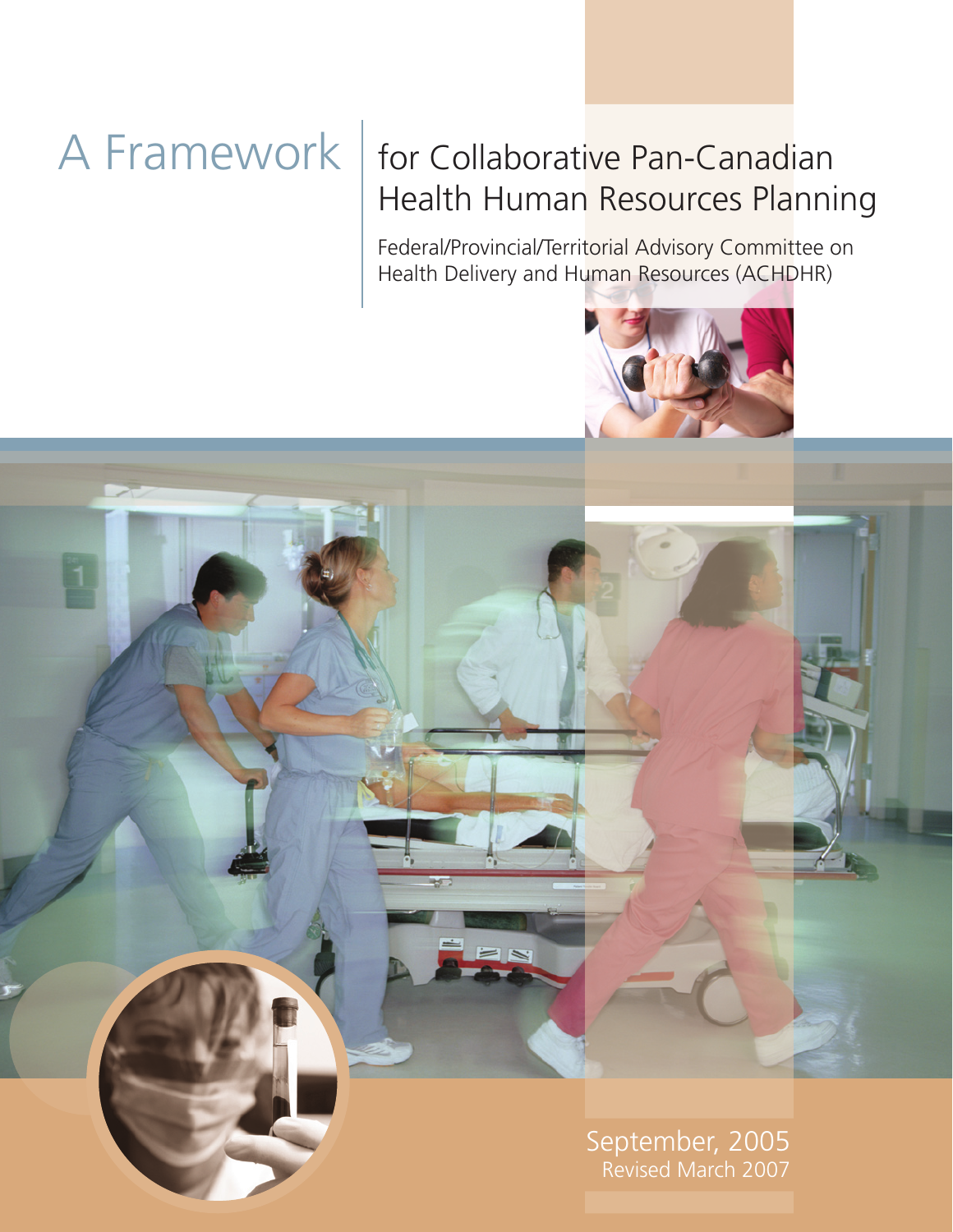# A Framework for Collaborative Pan-Canadian Health Human Resources Planning

Federal/Provincial/Territorial Advisory Committee on Health Delivery and Human Resources (ACHDHR)

September, 2005
Revised March 2007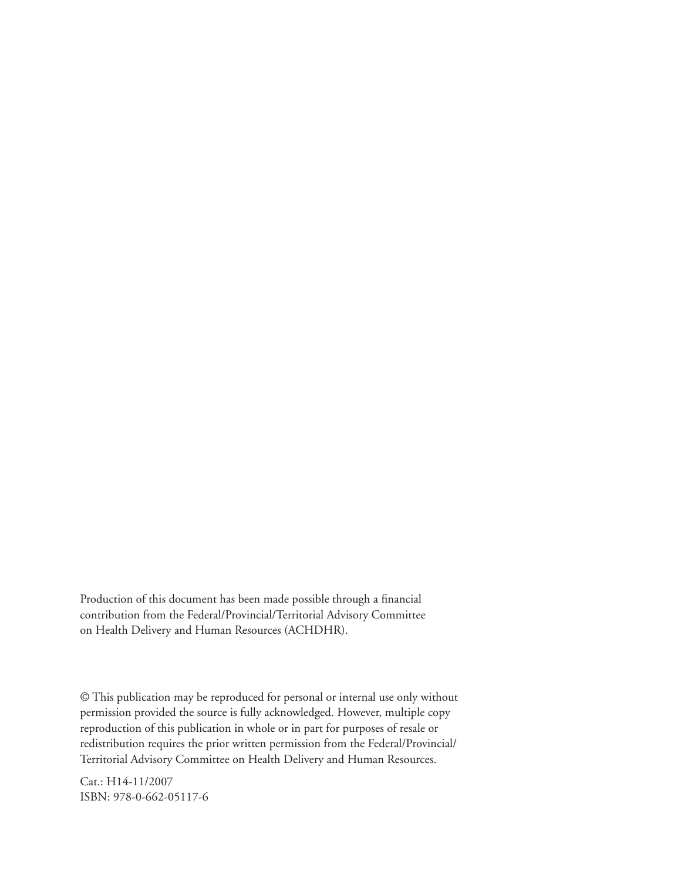Production of this document has been made possible through a financial contribution from the Federal/Provincial/Territorial Advisory Committee on Health Delivery and Human Resources (ACHDHR).

© This publication may be reproduced for personal or internal use only without permission provided the source is fully acknowledged. However, multiple copy reproduction of this publication in whole or in part for purposes of resale or redistribution requires the prior written permission from the Federal/Provincial/Territorial Advisory Committee on Health Delivery and Human Resources.

Cat.: H14-11/2007
ISBN: 978-0-662-05117-6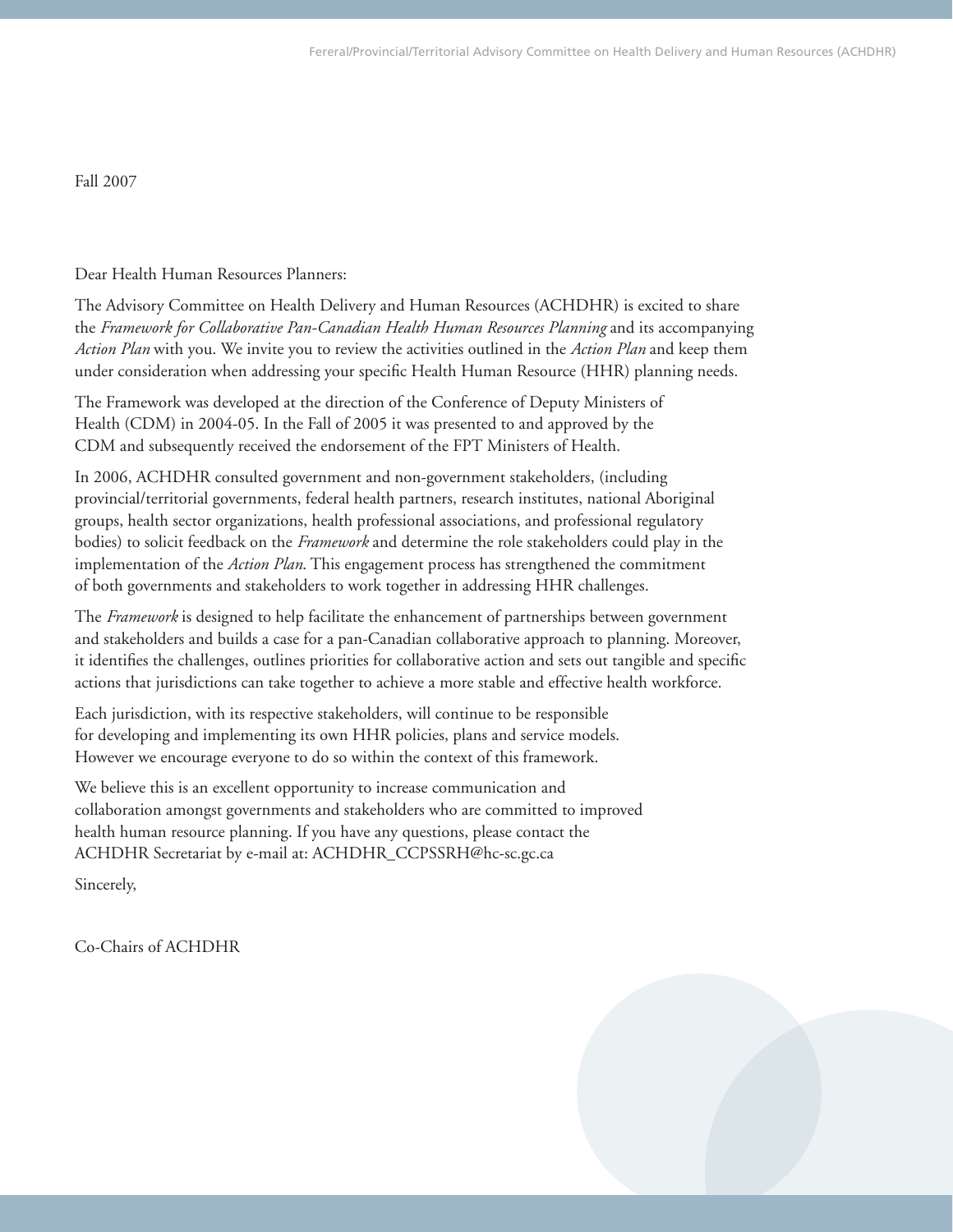Fall 2007

Dear Health Human Resources Planners:

The Advisory Committee on Health Delivery and Human Resources (ACHDHR) is excited to share the *Framework for Collaborative Pan-Canadian Health Human Resources Planning* and its accompanying *Action Plan* with you. We invite you to review the activities outlined in the *Action Plan* and keep them under consideration when addressing your specific Health Human Resource (HHR) planning needs.

The Framework was developed at the direction of the Conference of Deputy Ministers of Health (CDM) in 2004-05. In the Fall of 2005 it was presented to and approved by the CDM and subsequently received the endorsement of the FPT Ministers of Health.

In 2006, ACHDHR consulted government and non-government stakeholders, (including provincial/territorial governments, federal health partners, research institutes, national Aboriginal groups, health sector organizations, health professional associations, and professional regulatory bodies) to solicit feedback on the *Framework* and determine the role stakeholders could play in the implementation of the *Action Plan*. This engagement process has strengthened the commitment of both governments and stakeholders to work together in addressing HHR challenges.

The *Framework* is designed to help facilitate the enhancement of partnerships between government and stakeholders and builds a case for a pan-Canadian collaborative approach to planning. Moreover, it identifies the challenges, outlines priorities for collaborative action and sets out tangible and specific actions that jurisdictions can take together to achieve a more stable and effective health workforce.

Each jurisdiction, with its respective stakeholders, will continue to be responsible for developing and implementing its own HHR policies, plans and service models. However we encourage everyone to do so within the context of this framework.

We believe this is an excellent opportunity to increase communication and collaboration amongst governments and stakeholders who are committed to improved health human resource planning. If you have any questions, please contact the ACHDHR Secretariat by e-mail at: ACHDHR_CCPSSRH@hc-sc.gc.ca

Sincerely,

Co-Chairs of ACHDHR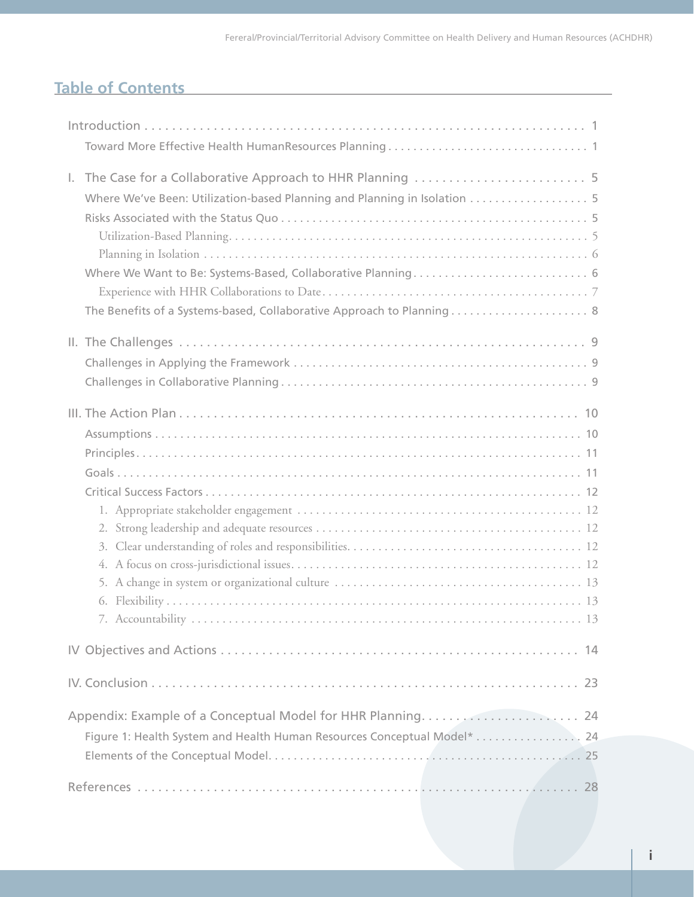## Table of Contents

Introduction . . . . . 1
- Toward More Effective Health HumanResources Planning . . . . . 1

I. The Case for a Collaborative Approach to HHR Planning . . . . . 5
- Where We've Been: Utilization-based Planning and Planning in Isolation . . . . . 5
- Risks Associated with the Status Quo . . . . . 5
  - Utilization-Based Planning. . . . . 5
  - Planning in Isolation . . . . . 6
- Where We Want to Be: Systems-Based, Collaborative Planning . . . . . 6
  - Experience with HHR Collaborations to Date . . . . . 7
- The Benefits of a Systems-based, Collaborative Approach to Planning . . . . . 8

II. The Challenges . . . . . 9
- Challenges in Applying the Framework . . . . . 9
- Challenges in Collaborative Planning . . . . . 9

III. The Action Plan . . . . . 10
- Assumptions . . . . . 10
- Principles . . . . . 11
- Goals . . . . . 11
- Critical Success Factors . . . . . 12
  1. Appropriate stakeholder engagement . . . . . 12
  2. Strong leadership and adequate resources . . . . . 12
  3. Clear understanding of roles and responsibilities. . . . . . 12
  4. A focus on cross-jurisdictional issues. . . . . . 12
  5. A change in system or organizational culture . . . . . 13
  6. Flexibility . . . . . 13
  7. Accountability . . . . . 13

IV Objectives and Actions . . . . . 14

IV. Conclusion . . . . . 23

Appendix: Example of a Conceptual Model for HHR Planning. . . . . . 24
- Figure 1: Health System and Health Human Resources Conceptual Model* . . . . . 24
- Elements of the Conceptual Model. . . . . . 25

References . . . . . 28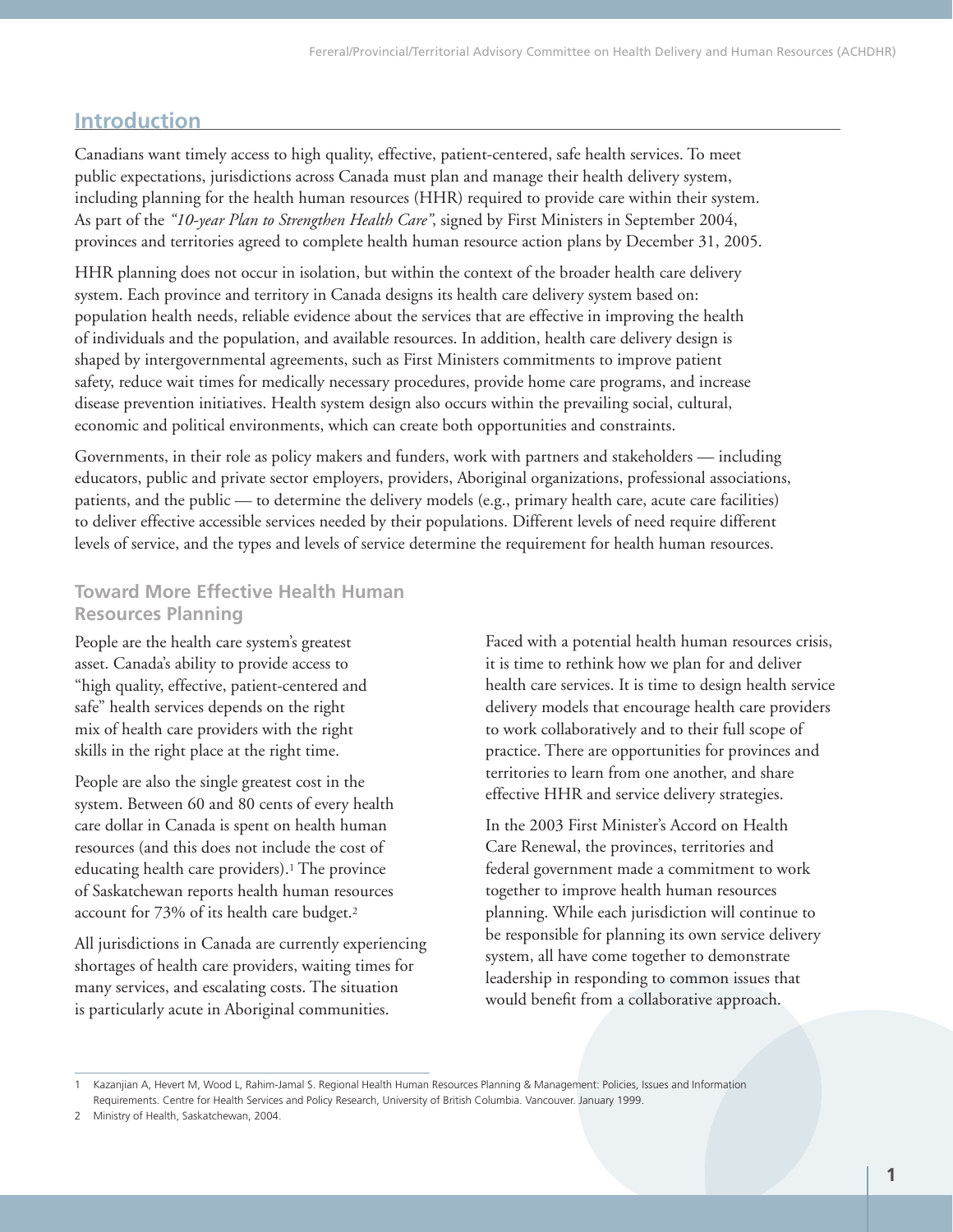## Introduction

Canadians want timely access to high quality, effective, patient-centered, safe health services. To meet public expectations, jurisdictions across Canada must plan and manage their health delivery system, including planning for the health human resources (HHR) required to provide care within their system. As part of the *"10-year Plan to Strengthen Health Care"*, signed by First Ministers in September 2004, provinces and territories agreed to complete health human resource action plans by December 31, 2005.

HHR planning does not occur in isolation, but within the context of the broader health care delivery system. Each province and territory in Canada designs its health care delivery system based on: population health needs, reliable evidence about the services that are effective in improving the health of individuals and the population, and available resources. In addition, health care delivery design is shaped by intergovernmental agreements, such as First Ministers commitments to improve patient safety, reduce wait times for medically necessary procedures, provide home care programs, and increase disease prevention initiatives. Health system design also occurs within the prevailing social, cultural, economic and political environments, which can create both opportunities and constraints.

Governments, in their role as policy makers and funders, work with partners and stakeholders — including educators, public and private sector employers, providers, Aboriginal organizations, professional associations, patients, and the public — to determine the delivery models (e.g., primary health care, acute care facilities) to deliver effective accessible services needed by their populations. Different levels of need require different levels of service, and the types and levels of service determine the requirement for health human resources.

### Toward More Effective Health Human Resources Planning

People are the health care system's greatest asset. Canada's ability to provide access to "high quality, effective, patient-centered and safe" health services depends on the right mix of health care providers with the right skills in the right place at the right time.

People are also the single greatest cost in the system. Between 60 and 80 cents of every health care dollar in Canada is spent on health human resources (and this does not include the cost of educating health care providers).[1] The province of Saskatchewan reports health human resources account for 73% of its health care budget.[2]

All jurisdictions in Canada are currently experiencing shortages of health care providers, waiting times for many services, and escalating costs. The situation is particularly acute in Aboriginal communities.

Faced with a potential health human resources crisis, it is time to rethink how we plan for and deliver health care services. It is time to design health service delivery models that encourage health care providers to work collaboratively and to their full scope of practice. There are opportunities for provinces and territories to learn from one another, and share effective HHR and service delivery strategies.

In the 2003 First Minister's Accord on Health Care Renewal, the provinces, territories and federal government made a commitment to work together to improve health human resources planning. While each jurisdiction will continue to be responsible for planning its own service delivery system, all have come together to demonstrate leadership in responding to common issues that would benefit from a collaborative approach.

---

1 Kazanjian A, Hevert M, Wood L, Rahim-Jamal S. Regional Health Human Resources Planning & Management: Policies, Issues and Information Requirements. Centre for Health Services and Policy Research, University of British Columbia. Vancouver. January 1999.

2 Ministry of Health, Saskatchewan, 2004.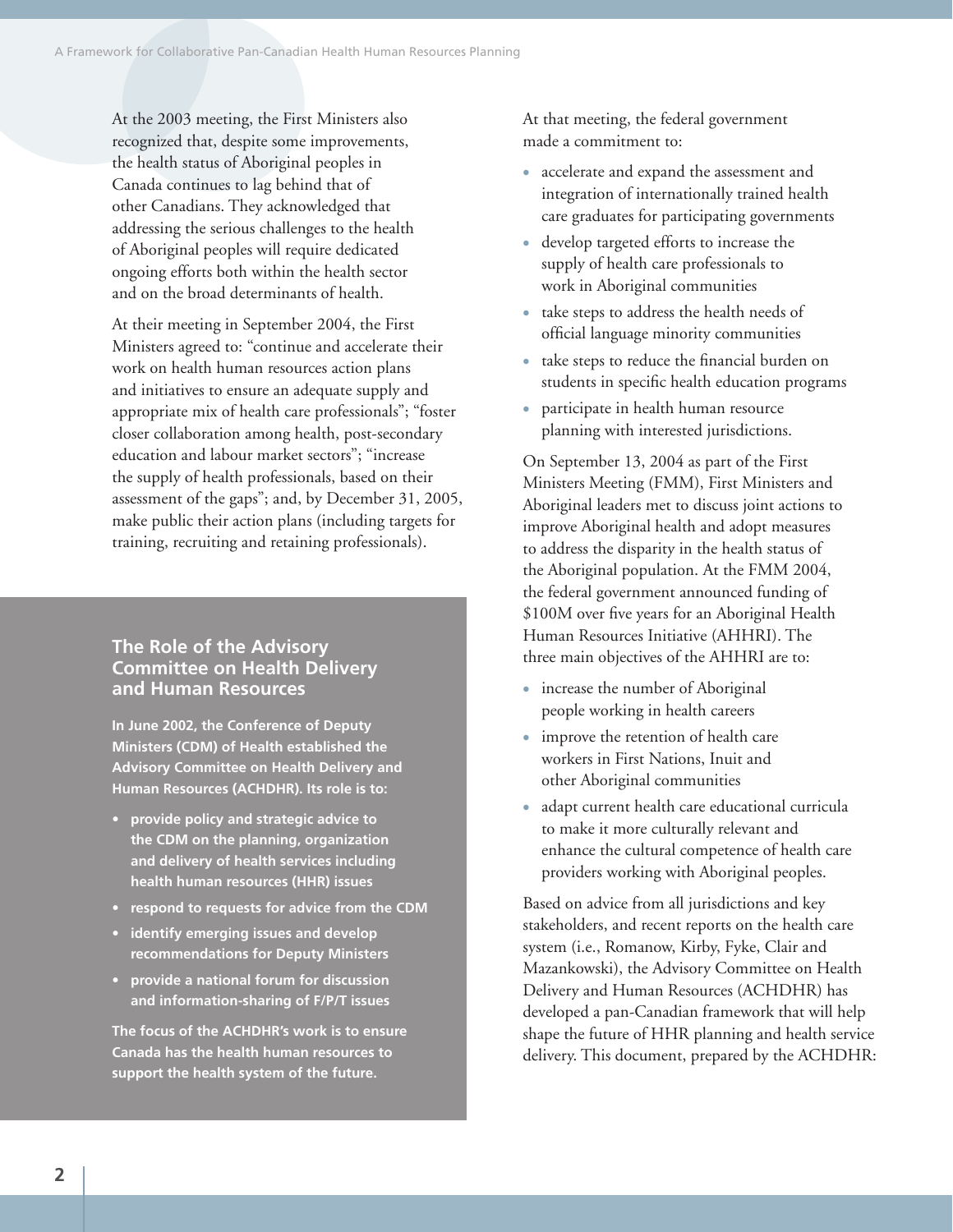At the 2003 meeting, the First Ministers also recognized that, despite some improvements, the health status of Aboriginal peoples in Canada continues to lag behind that of other Canadians. They acknowledged that addressing the serious challenges to the health of Aboriginal peoples will require dedicated ongoing efforts both within the health sector and on the broad determinants of health.

At their meeting in September 2004, the First Ministers agreed to: "continue and accelerate their work on health human resources action plans and initiatives to ensure an adequate supply and appropriate mix of health care professionals"; "foster closer collaboration among health, post-secondary education and labour market sectors"; "increase the supply of health professionals, based on their assessment of the gaps"; and, by December 31, 2005, make public their action plans (including targets for training, recruiting and retaining professionals).

### The Role of the Advisory Committee on Health Delivery and Human Resources

**In June 2002, the Conference of Deputy Ministers (CDM) of Health established the Advisory Committee on Health Delivery and Human Resources (ACHDHR). Its role is to:**

- **provide policy and strategic advice to the CDM on the planning, organization and delivery of health services including health human resources (HHR) issues**
- **respond to requests for advice from the CDM**
- **identify emerging issues and develop recommendations for Deputy Ministers**
- **provide a national forum for discussion and information-sharing of F/P/T issues**

**The focus of the ACHDHR's work is to ensure Canada has the health human resources to support the health system of the future.**

At that meeting, the federal government made a commitment to:

- accelerate and expand the assessment and integration of internationally trained health care graduates for participating governments
- develop targeted efforts to increase the supply of health care professionals to work in Aboriginal communities
- take steps to address the health needs of official language minority communities
- take steps to reduce the financial burden on students in specific health education programs
- participate in health human resource planning with interested jurisdictions.

On September 13, 2004 as part of the First Ministers Meeting (FMM), First Ministers and Aboriginal leaders met to discuss joint actions to improve Aboriginal health and adopt measures to address the disparity in the health status of the Aboriginal population. At the FMM 2004, the federal government announced funding of $100M over five years for an Aboriginal Health Human Resources Initiative (AHHRI). The three main objectives of the AHHRI are to:

- increase the number of Aboriginal people working in health careers
- improve the retention of health care workers in First Nations, Inuit and other Aboriginal communities
- adapt current health care educational curricula to make it more culturally relevant and enhance the cultural competence of health care providers working with Aboriginal peoples.

Based on advice from all jurisdictions and key stakeholders, and recent reports on the health care system (i.e., Romanow, Kirby, Fyke, Clair and Mazankowski), the Advisory Committee on Health Delivery and Human Resources (ACHDHR) has developed a pan-Canadian framework that will help shape the future of HHR planning and health service delivery. This document, prepared by the ACHDHR: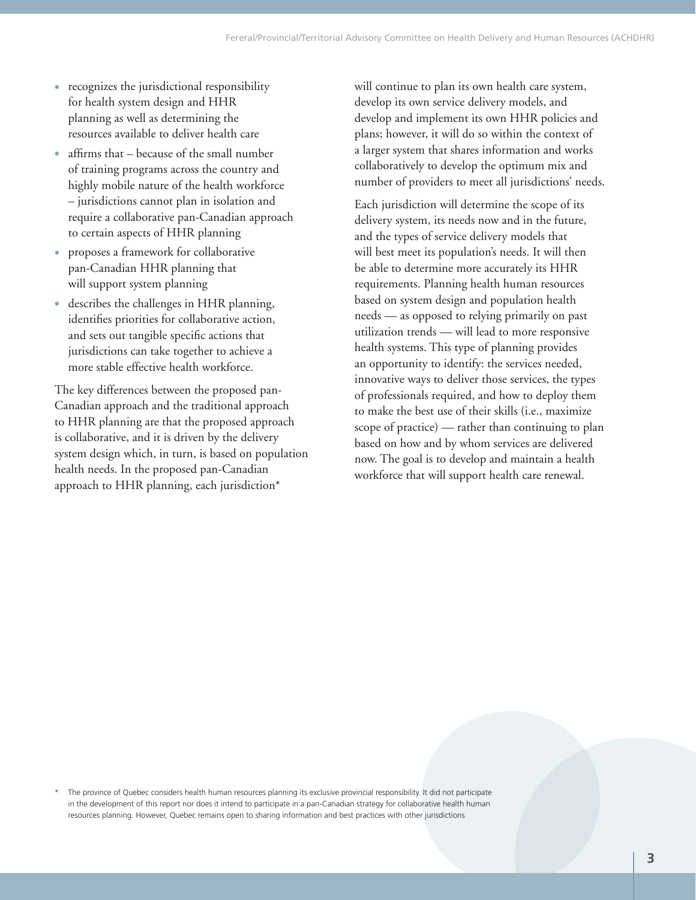- recognizes the jurisdictional responsibility for health system design and HHR planning as well as determining the resources available to deliver health care
- affirms that – because of the small number of training programs across the country and highly mobile nature of the health workforce – jurisdictions cannot plan in isolation and require a collaborative pan-Canadian approach to certain aspects of HHR planning
- proposes a framework for collaborative pan-Canadian HHR planning that will support system planning
- describes the challenges in HHR planning, identifies priorities for collaborative action, and sets out tangible specific actions that jurisdictions can take together to achieve a more stable effective health workforce.

The key differences between the proposed pan-Canadian approach and the traditional approach to HHR planning are that the proposed approach is collaborative, and it is driven by the delivery system design which, in turn, is based on population health needs. In the proposed pan-Canadian approach to HHR planning, each jurisdiction* will continue to plan its own health care system, develop its own service delivery models, and develop and implement its own HHR policies and plans; however, it will do so within the context of a larger system that shares information and works collaboratively to develop the optimum mix and number of providers to meet all jurisdictions' needs.

Each jurisdiction will determine the scope of its delivery system, its needs now and in the future, and the types of service delivery models that will best meet its population's needs. It will then be able to determine more accurately its HHR requirements. Planning health human resources based on system design and population health needs — as opposed to relying primarily on past utilization trends — will lead to more responsive health systems. This type of planning provides an opportunity to identify: the services needed, innovative ways to deliver those services, the types of professionals required, and how to deploy them to make the best use of their skills (i.e., maximize scope of practice) — rather than continuing to plan based on how and by whom services are delivered now. The goal is to develop and maintain a health workforce that will support health care renewal.

\* The province of Quebec considers health human resources planning its exclusive provincial responsibility. It did not participate in the development of this report nor does it intend to participate in a pan-Canadian strategy for collaborative health human resources planning. However, Quebec remains open to sharing information and best practices with other jurisdictions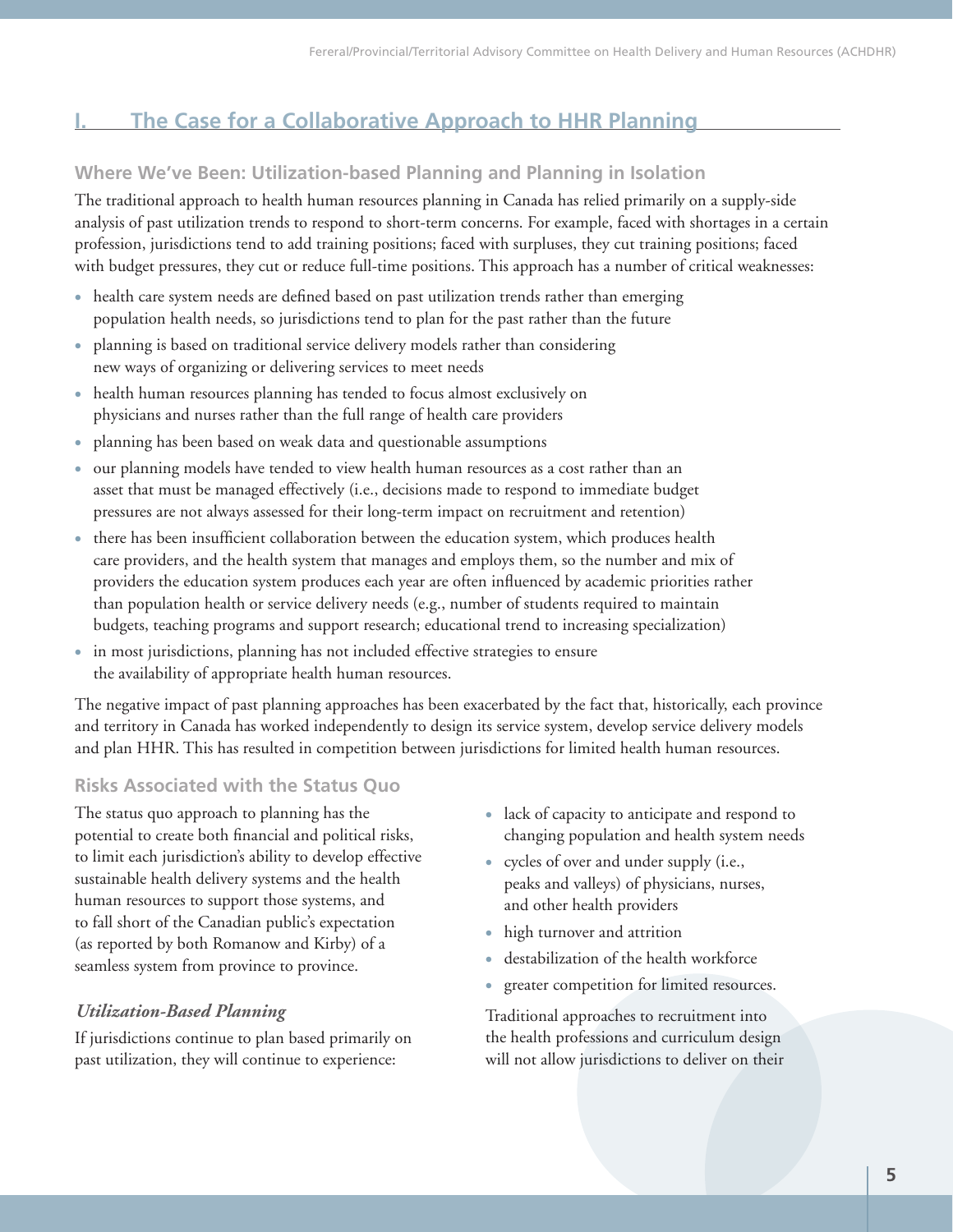## I. The Case for a Collaborative Approach to HHR Planning

### Where We've Been: Utilization-based Planning and Planning in Isolation

The traditional approach to health human resources planning in Canada has relied primarily on a supply-side analysis of past utilization trends to respond to short-term concerns. For example, faced with shortages in a certain profession, jurisdictions tend to add training positions; faced with surpluses, they cut training positions; faced with budget pressures, they cut or reduce full-time positions. This approach has a number of critical weaknesses:

- health care system needs are defined based on past utilization trends rather than emerging population health needs, so jurisdictions tend to plan for the past rather than the future
- planning is based on traditional service delivery models rather than considering new ways of organizing or delivering services to meet needs
- health human resources planning has tended to focus almost exclusively on physicians and nurses rather than the full range of health care providers
- planning has been based on weak data and questionable assumptions
- our planning models have tended to view health human resources as a cost rather than an asset that must be managed effectively (i.e., decisions made to respond to immediate budget pressures are not always assessed for their long-term impact on recruitment and retention)
- there has been insufficient collaboration between the education system, which produces health care providers, and the health system that manages and employs them, so the number and mix of providers the education system produces each year are often influenced by academic priorities rather than population health or service delivery needs (e.g., number of students required to maintain budgets, teaching programs and support research; educational trend to increasing specialization)
- in most jurisdictions, planning has not included effective strategies to ensure the availability of appropriate health human resources.

The negative impact of past planning approaches has been exacerbated by the fact that, historically, each province and territory in Canada has worked independently to design its service system, develop service delivery models and plan HHR. This has resulted in competition between jurisdictions for limited health human resources.

### Risks Associated with the Status Quo

The status quo approach to planning has the potential to create both financial and political risks, to limit each jurisdiction's ability to develop effective sustainable health delivery systems and the health human resources to support those systems, and to fall short of the Canadian public's expectation (as reported by both Romanow and Kirby) of a seamless system from province to province.

#### *Utilization-Based Planning*

If jurisdictions continue to plan based primarily on past utilization, they will continue to experience:

- lack of capacity to anticipate and respond to changing population and health system needs
- cycles of over and under supply (i.e., peaks and valleys) of physicians, nurses, and other health providers
- high turnover and attrition
- destabilization of the health workforce
- greater competition for limited resources.

Traditional approaches to recruitment into the health professions and curriculum design will not allow jurisdictions to deliver on their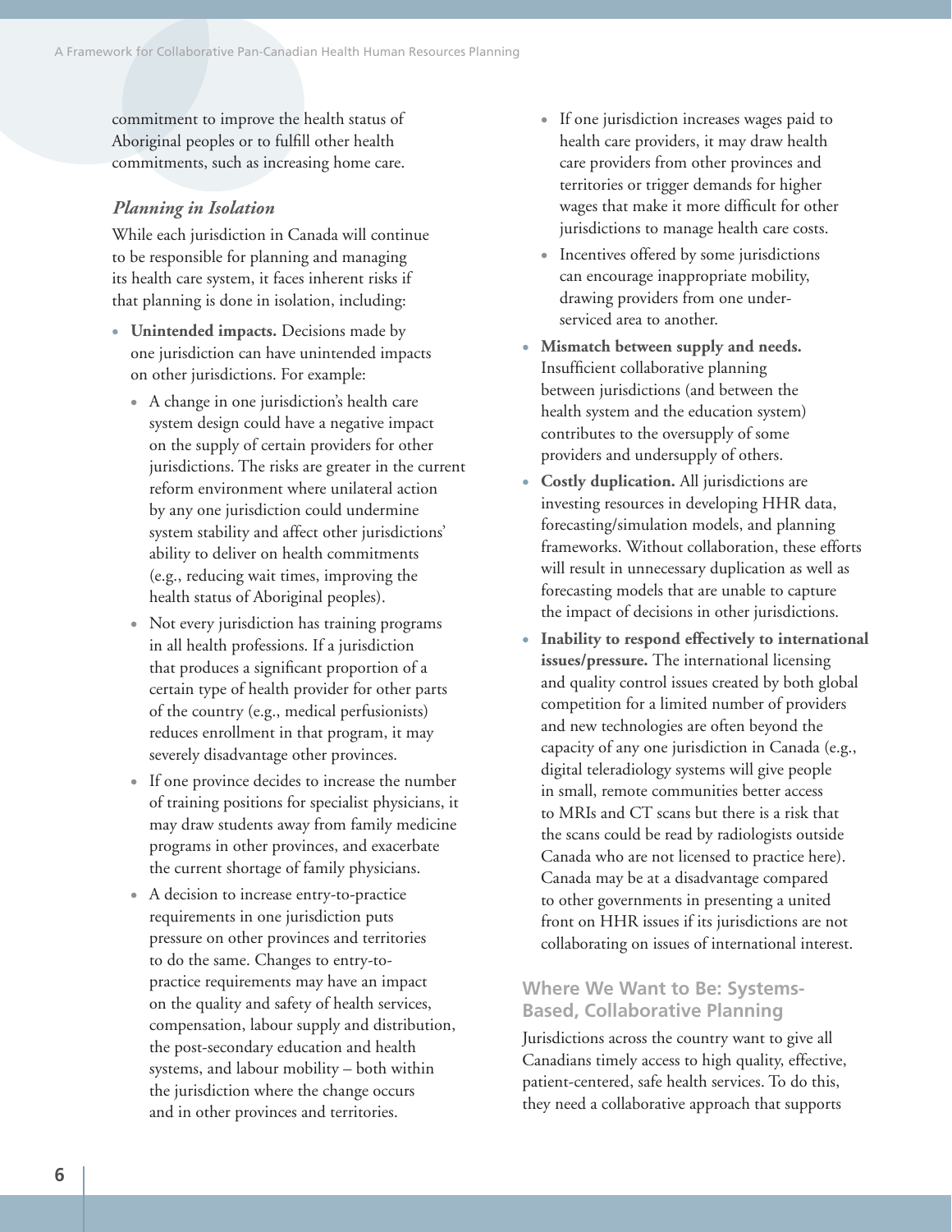commitment to improve the health status of Aboriginal peoples or to fulfill other health commitments, such as increasing home care.

### *Planning in Isolation*

While each jurisdiction in Canada will continue to be responsible for planning and managing its health care system, it faces inherent risks if that planning is done in isolation, including:

- **Unintended impacts.** Decisions made by one jurisdiction can have unintended impacts on other jurisdictions. For example:
  - A change in one jurisdiction's health care system design could have a negative impact on the supply of certain providers for other jurisdictions. The risks are greater in the current reform environment where unilateral action by any one jurisdiction could undermine system stability and affect other jurisdictions' ability to deliver on health commitments (e.g., reducing wait times, improving the health status of Aboriginal peoples).
  - Not every jurisdiction has training programs in all health professions. If a jurisdiction that produces a significant proportion of a certain type of health provider for other parts of the country (e.g., medical perfusionists) reduces enrollment in that program, it may severely disadvantage other provinces.
  - If one province decides to increase the number of training positions for specialist physicians, it may draw students away from family medicine programs in other provinces, and exacerbate the current shortage of family physicians.
  - A decision to increase entry-to-practice requirements in one jurisdiction puts pressure on other provinces and territories to do the same. Changes to entry-to-practice requirements may have an impact on the quality and safety of health services, compensation, labour supply and distribution, the post-secondary education and health systems, and labour mobility – both within the jurisdiction where the change occurs and in other provinces and territories.
  - If one jurisdiction increases wages paid to health care providers, it may draw health care providers from other provinces and territories or trigger demands for higher wages that make it more difficult for other jurisdictions to manage health care costs.
  - Incentives offered by some jurisdictions can encourage inappropriate mobility, drawing providers from one under-serviced area to another.
- **Mismatch between supply and needs.** Insufficient collaborative planning between jurisdictions (and between the health system and the education system) contributes to the oversupply of some providers and undersupply of others.
- **Costly duplication.** All jurisdictions are investing resources in developing HHR data, forecasting/simulation models, and planning frameworks. Without collaboration, these efforts will result in unnecessary duplication as well as forecasting models that are unable to capture the impact of decisions in other jurisdictions.
- **Inability to respond effectively to international issues/pressure.** The international licensing and quality control issues created by both global competition for a limited number of providers and new technologies are often beyond the capacity of any one jurisdiction in Canada (e.g., digital teleradiology systems will give people in small, remote communities better access to MRIs and CT scans but there is a risk that the scans could be read by radiologists outside Canada who are not licensed to practice here). Canada may be at a disadvantage compared to other governments in presenting a united front on HHR issues if its jurisdictions are not collaborating on issues of international interest.

## Where We Want to Be: Systems-Based, Collaborative Planning

Jurisdictions across the country want to give all Canadians timely access to high quality, effective, patient-centered, safe health services. To do this, they need a collaborative approach that supports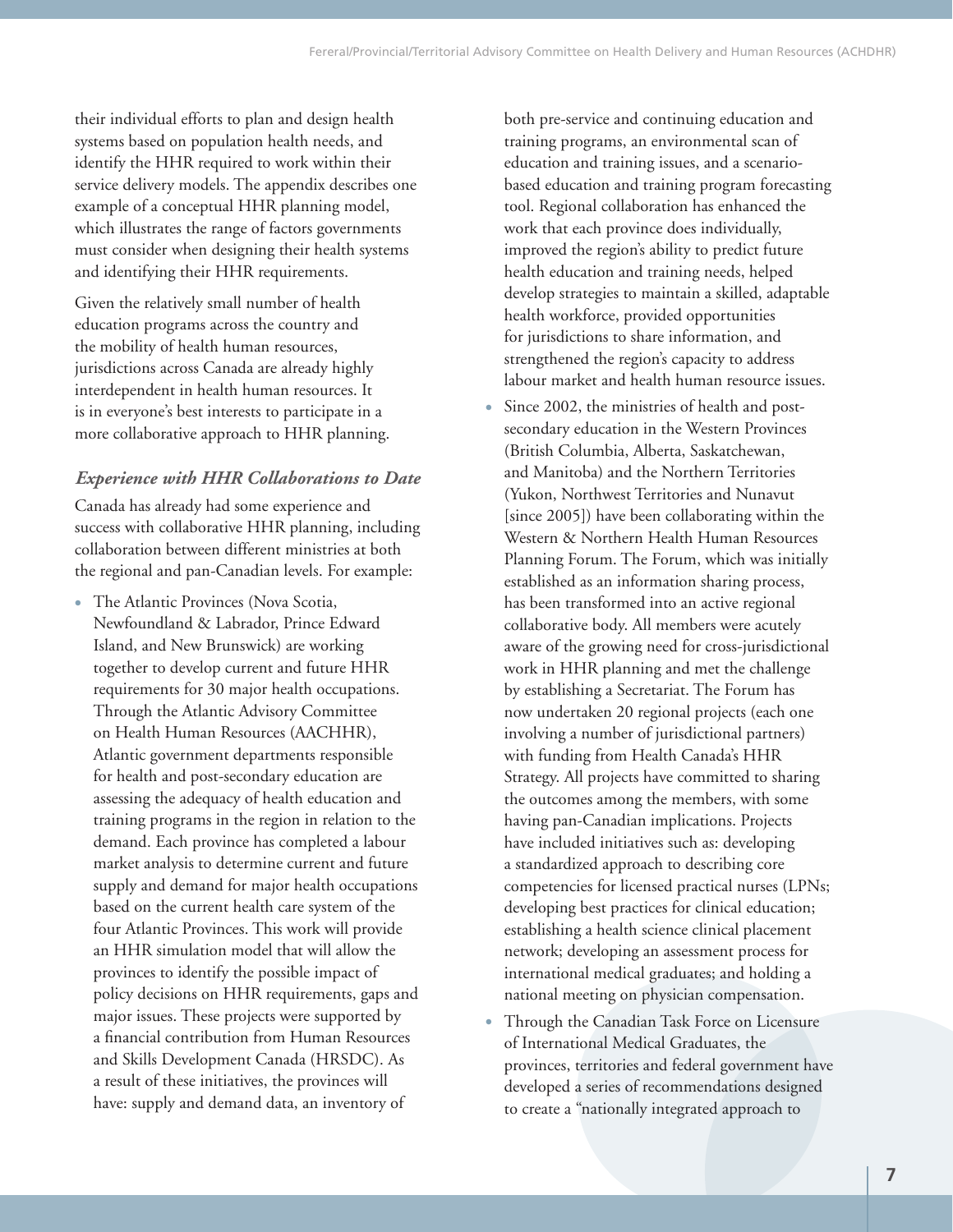their individual efforts to plan and design health systems based on population health needs, and identify the HHR required to work within their service delivery models. The appendix describes one example of a conceptual HHR planning model, which illustrates the range of factors governments must consider when designing their health systems and identifying their HHR requirements.

Given the relatively small number of health education programs across the country and the mobility of health human resources, jurisdictions across Canada are already highly interdependent in health human resources. It is in everyone's best interests to participate in a more collaborative approach to HHR planning.

### *Experience with HHR Collaborations to Date*

Canada has already had some experience and success with collaborative HHR planning, including collaboration between different ministries at both the regional and pan-Canadian levels. For example:

- The Atlantic Provinces (Nova Scotia, Newfoundland & Labrador, Prince Edward Island, and New Brunswick) are working together to develop current and future HHR requirements for 30 major health occupations. Through the Atlantic Advisory Committee on Health Human Resources (AACHHR), Atlantic government departments responsible for health and post-secondary education are assessing the adequacy of health education and training programs in the region in relation to the demand. Each province has completed a labour market analysis to determine current and future supply and demand for major health occupations based on the current health care system of the four Atlantic Provinces. This work will provide an HHR simulation model that will allow the provinces to identify the possible impact of policy decisions on HHR requirements, gaps and major issues. These projects were supported by a financial contribution from Human Resources and Skills Development Canada (HRSDC). As a result of these initiatives, the provinces will have: supply and demand data, an inventory of both pre-service and continuing education and training programs, an environmental scan of education and training issues, and a scenario-based education and training program forecasting tool. Regional collaboration has enhanced the work that each province does individually, improved the region's ability to predict future health education and training needs, helped develop strategies to maintain a skilled, adaptable health workforce, provided opportunities for jurisdictions to share information, and strengthened the region's capacity to address labour market and health human resource issues.
- Since 2002, the ministries of health and post-secondary education in the Western Provinces (British Columbia, Alberta, Saskatchewan, and Manitoba) and the Northern Territories (Yukon, Northwest Territories and Nunavut [since 2005]) have been collaborating within the Western & Northern Health Human Resources Planning Forum. The Forum, which was initially established as an information sharing process, has been transformed into an active regional collaborative body. All members were acutely aware of the growing need for cross-jurisdictional work in HHR planning and met the challenge by establishing a Secretariat. The Forum has now undertaken 20 regional projects (each one involving a number of jurisdictional partners) with funding from Health Canada's HHR Strategy. All projects have committed to sharing the outcomes among the members, with some having pan-Canadian implications. Projects have included initiatives such as: developing a standardized approach to describing core competencies for licensed practical nurses (LPNs; developing best practices for clinical education; establishing a health science clinical placement network; developing an assessment process for international medical graduates; and holding a national meeting on physician compensation.
- Through the Canadian Task Force on Licensure of International Medical Graduates, the provinces, territories and federal government have developed a series of recommendations designed to create a "nationally integrated approach to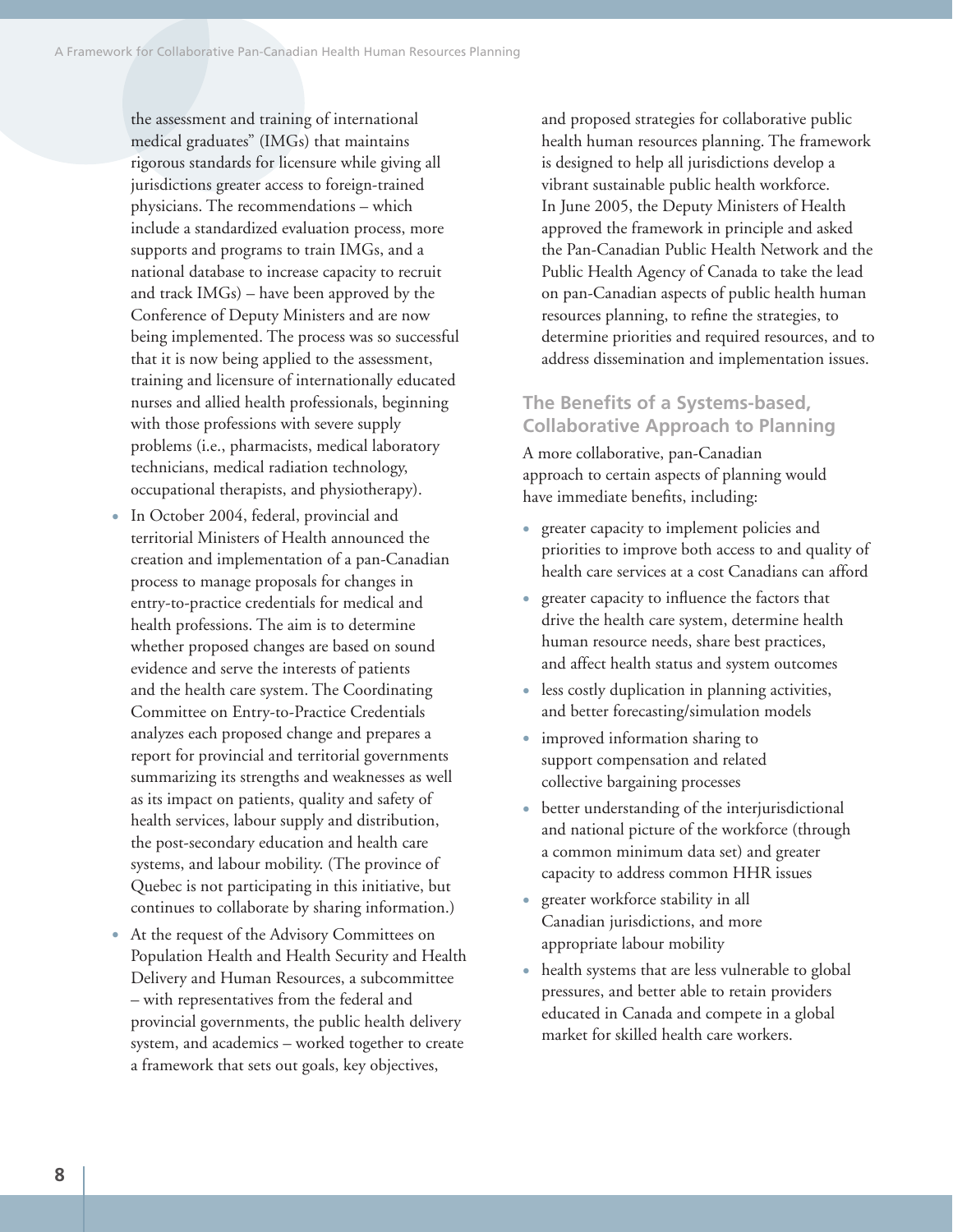the assessment and training of international medical graduates" (IMGs) that maintains rigorous standards for licensure while giving all jurisdictions greater access to foreign-trained physicians. The recommendations – which include a standardized evaluation process, more supports and programs to train IMGs, and a national database to increase capacity to recruit and track IMGs) – have been approved by the Conference of Deputy Ministers and are now being implemented. The process was so successful that it is now being applied to the assessment, training and licensure of internationally educated nurses and allied health professionals, beginning with those professions with severe supply problems (i.e., pharmacists, medical laboratory technicians, medical radiation technology, occupational therapists, and physiotherapy).

- In October 2004, federal, provincial and territorial Ministers of Health announced the creation and implementation of a pan-Canadian process to manage proposals for changes in entry-to-practice credentials for medical and health professions. The aim is to determine whether proposed changes are based on sound evidence and serve the interests of patients and the health care system. The Coordinating Committee on Entry-to-Practice Credentials analyzes each proposed change and prepares a report for provincial and territorial governments summarizing its strengths and weaknesses as well as its impact on patients, quality and safety of health services, labour supply and distribution, the post-secondary education and health care systems, and labour mobility. (The province of Quebec is not participating in this initiative, but continues to collaborate by sharing information.)
- At the request of the Advisory Committees on Population Health and Health Security and Health Delivery and Human Resources, a subcommittee – with representatives from the federal and provincial governments, the public health delivery system, and academics – worked together to create a framework that sets out goals, key objectives, and proposed strategies for collaborative public health human resources planning. The framework is designed to help all jurisdictions develop a vibrant sustainable public health workforce. In June 2005, the Deputy Ministers of Health approved the framework in principle and asked the Pan-Canadian Public Health Network and the Public Health Agency of Canada to take the lead on pan-Canadian aspects of public health human resources planning, to refine the strategies, to determine priorities and required resources, and to address dissemination and implementation issues.

## The Benefits of a Systems-based, Collaborative Approach to Planning

A more collaborative, pan-Canadian approach to certain aspects of planning would have immediate benefits, including:

- greater capacity to implement policies and priorities to improve both access to and quality of health care services at a cost Canadians can afford
- greater capacity to influence the factors that drive the health care system, determine health human resource needs, share best practices, and affect health status and system outcomes
- less costly duplication in planning activities, and better forecasting/simulation models
- improved information sharing to support compensation and related collective bargaining processes
- better understanding of the interjurisdictional and national picture of the workforce (through a common minimum data set) and greater capacity to address common HHR issues
- greater workforce stability in all Canadian jurisdictions, and more appropriate labour mobility
- health systems that are less vulnerable to global pressures, and better able to retain providers educated in Canada and compete in a global market for skilled health care workers.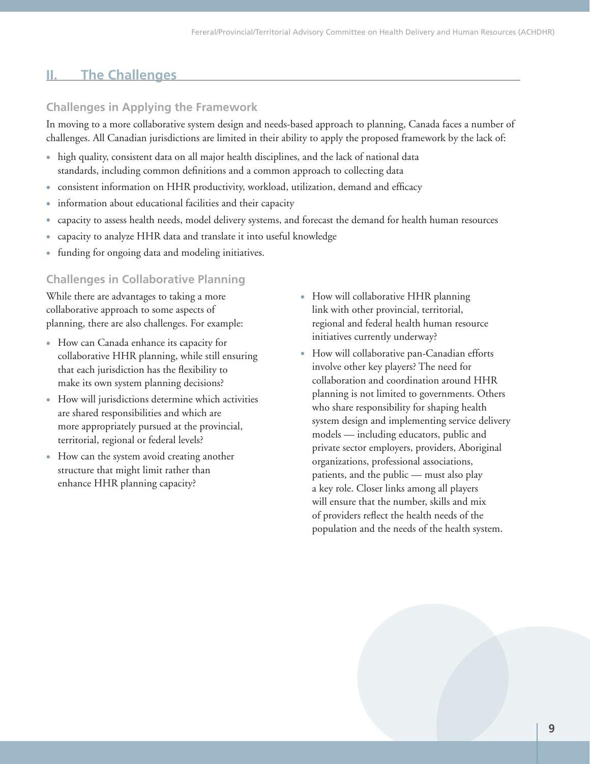## II. The Challenges

### Challenges in Applying the Framework

In moving to a more collaborative system design and needs-based approach to planning, Canada faces a number of challenges. All Canadian jurisdictions are limited in their ability to apply the proposed framework by the lack of:

- high quality, consistent data on all major health disciplines, and the lack of national data standards, including common definitions and a common approach to collecting data
- consistent information on HHR productivity, workload, utilization, demand and efficacy
- information about educational facilities and their capacity
- capacity to assess health needs, model delivery systems, and forecast the demand for health human resources
- capacity to analyze HHR data and translate it into useful knowledge
- funding for ongoing data and modeling initiatives.

### Challenges in Collaborative Planning

While there are advantages to taking a more collaborative approach to some aspects of planning, there are also challenges. For example:

- How can Canada enhance its capacity for collaborative HHR planning, while still ensuring that each jurisdiction has the flexibility to make its own system planning decisions?
- How will jurisdictions determine which activities are shared responsibilities and which are more appropriately pursued at the provincial, territorial, regional or federal levels?
- How can the system avoid creating another structure that might limit rather than enhance HHR planning capacity?
- How will collaborative HHR planning link with other provincial, territorial, regional and federal health human resource initiatives currently underway?
- How will collaborative pan-Canadian efforts involve other key players? The need for collaboration and coordination around HHR planning is not limited to governments. Others who share responsibility for shaping health system design and implementing service delivery models — including educators, public and private sector employers, providers, Aboriginal organizations, professional associations, patients, and the public — must also play a key role. Closer links among all players will ensure that the number, skills and mix of providers reflect the health needs of the population and the needs of the health system.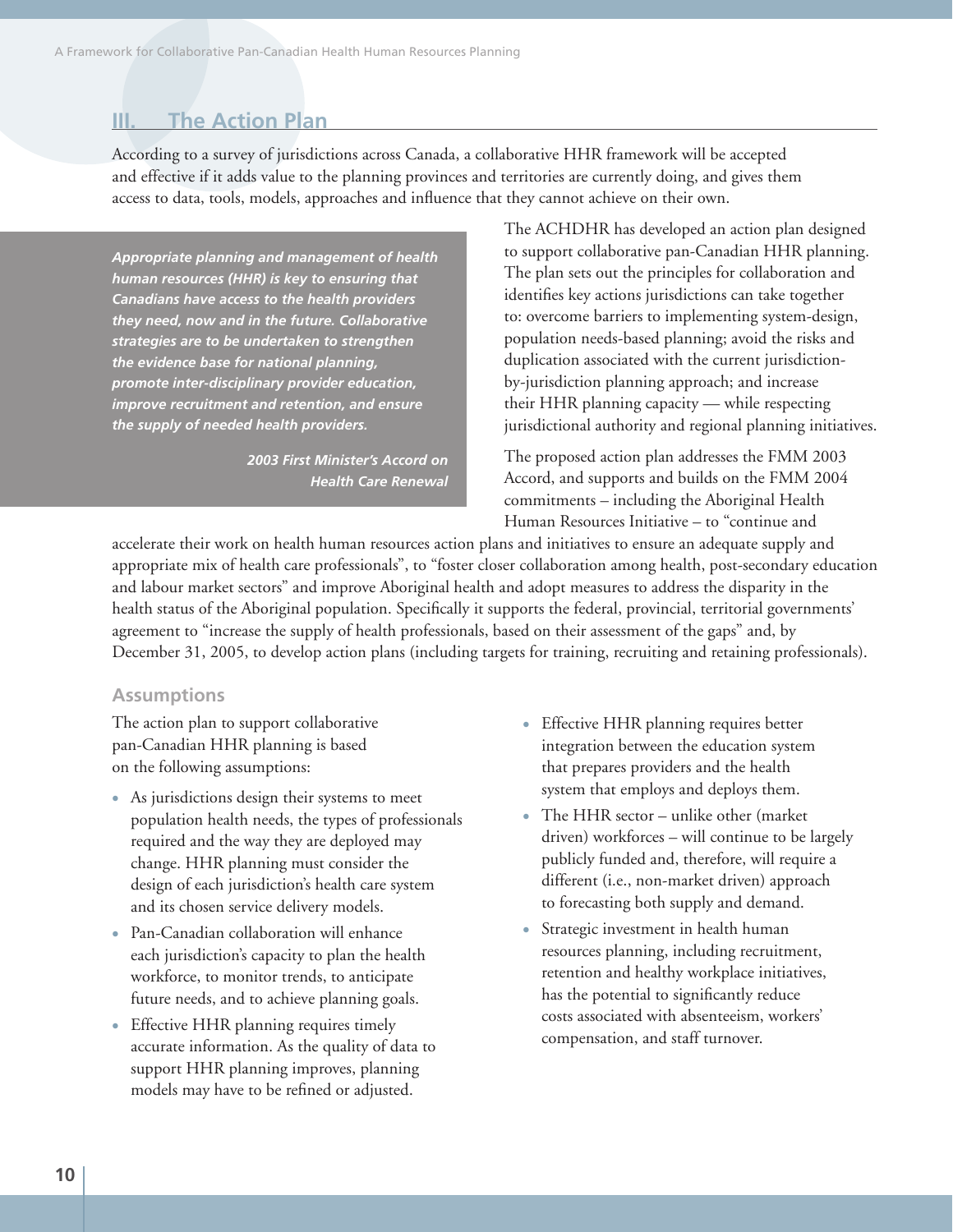## III. The Action Plan

According to a survey of jurisdictions across Canada, a collaborative HHR framework will be accepted and effective if it adds value to the planning provinces and territories are currently doing, and gives them access to data, tools, models, approaches and influence that they cannot achieve on their own.

> ***Appropriate planning and management of health human resources (HHR) is key to ensuring that Canadians have access to the health providers they need, now and in the future. Collaborative strategies are to be undertaken to strengthen the evidence base for national planning, promote inter-disciplinary provider education, improve recruitment and retention, and ensure the supply of needed health providers.***
>
> ***2003 First Minister's Accord on Health Care Renewal***

The ACHDHR has developed an action plan designed to support collaborative pan-Canadian HHR planning. The plan sets out the principles for collaboration and identifies key actions jurisdictions can take together to: overcome barriers to implementing system-design, population needs-based planning; avoid the risks and duplication associated with the current jurisdiction-by-jurisdiction planning approach; and increase their HHR planning capacity — while respecting jurisdictional authority and regional planning initiatives.

The proposed action plan addresses the FMM 2003 Accord, and supports and builds on the FMM 2004 commitments – including the Aboriginal Health Human Resources Initiative – to "continue and accelerate their work on health human resources action plans and initiatives to ensure an adequate supply and appropriate mix of health care professionals", to "foster closer collaboration among health, post-secondary education and labour market sectors" and improve Aboriginal health and adopt measures to address the disparity in the health status of the Aboriginal population. Specifically it supports the federal, provincial, territorial governments' agreement to "increase the supply of health professionals, based on their assessment of the gaps" and, by December 31, 2005, to develop action plans (including targets for training, recruiting and retaining professionals).

### Assumptions

The action plan to support collaborative pan-Canadian HHR planning is based on the following assumptions:

- As jurisdictions design their systems to meet population health needs, the types of professionals required and the way they are deployed may change. HHR planning must consider the design of each jurisdiction's health care system and its chosen service delivery models.
- Pan-Canadian collaboration will enhance each jurisdiction's capacity to plan the health workforce, to monitor trends, to anticipate future needs, and to achieve planning goals.
- Effective HHR planning requires timely accurate information. As the quality of data to support HHR planning improves, planning models may have to be refined or adjusted.
- Effective HHR planning requires better integration between the education system that prepares providers and the health system that employs and deploys them.
- The HHR sector – unlike other (market driven) workforces – will continue to be largely publicly funded and, therefore, will require a different (i.e., non-market driven) approach to forecasting both supply and demand.
- Strategic investment in health human resources planning, including recruitment, retention and healthy workplace initiatives, has the potential to significantly reduce costs associated with absenteeism, workers' compensation, and staff turnover.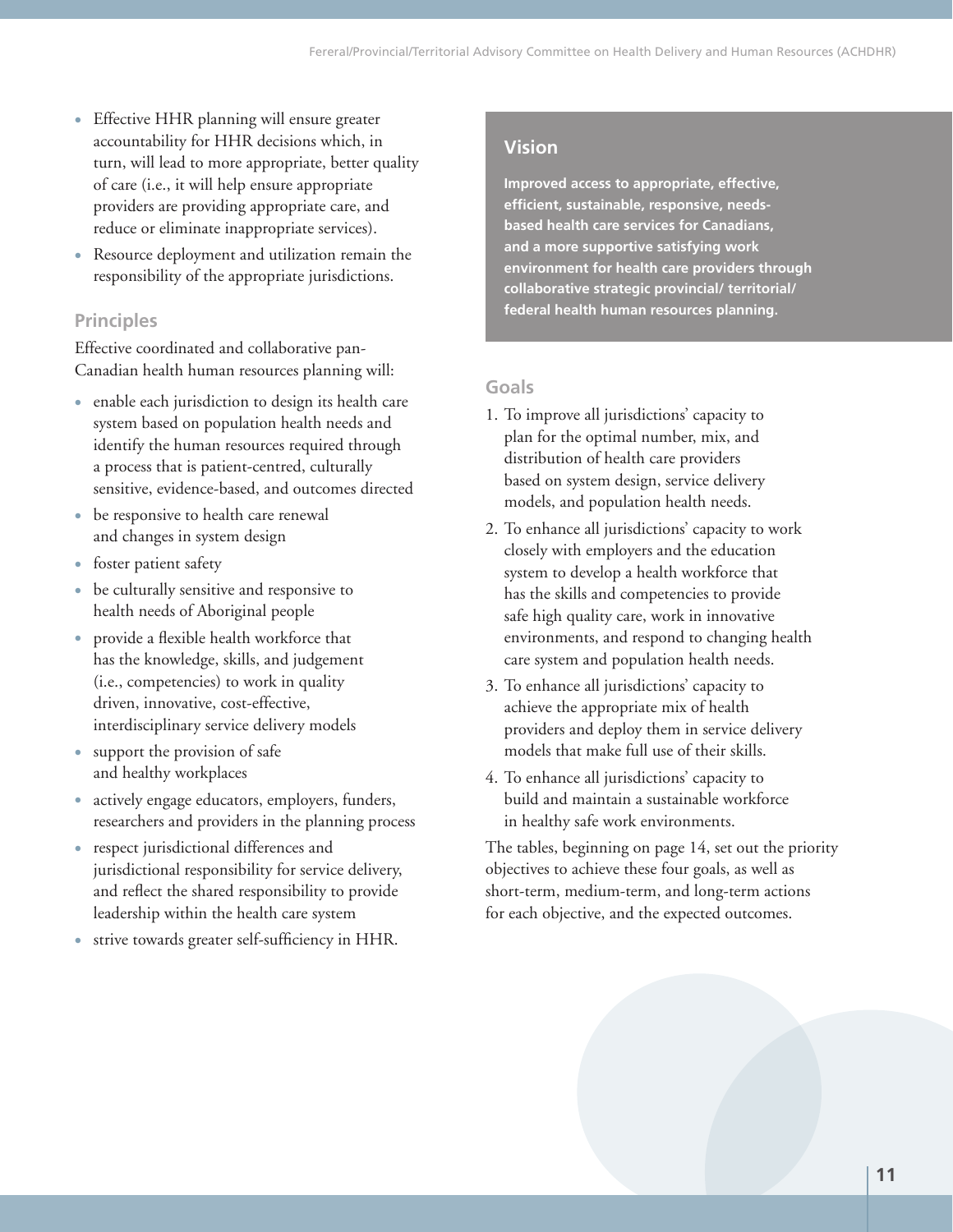- Effective HHR planning will ensure greater accountability for HHR decisions which, in turn, will lead to more appropriate, better quality of care (i.e., it will help ensure appropriate providers are providing appropriate care, and reduce or eliminate inappropriate services).
- Resource deployment and utilization remain the responsibility of the appropriate jurisdictions.

## Principles

Effective coordinated and collaborative pan-Canadian health human resources planning will:

- enable each jurisdiction to design its health care system based on population health needs and identify the human resources required through a process that is patient-centred, culturally sensitive, evidence-based, and outcomes directed
- be responsive to health care renewal and changes in system design
- foster patient safety
- be culturally sensitive and responsive to health needs of Aboriginal people
- provide a flexible health workforce that has the knowledge, skills, and judgement (i.e., competencies) to work in quality driven, innovative, cost-effective, interdisciplinary service delivery models
- support the provision of safe and healthy workplaces
- actively engage educators, employers, funders, researchers and providers in the planning process
- respect jurisdictional differences and jurisdictional responsibility for service delivery, and reflect the shared responsibility to provide leadership within the health care system
- strive towards greater self-sufficiency in HHR.

## Vision

**Improved access to appropriate, effective, efficient, sustainable, responsive, needs-based health care services for Canadians, and a more supportive satisfying work environment for health care providers through collaborative strategic provincial/ territorial/ federal health human resources planning.**

## Goals

1. To improve all jurisdictions' capacity to plan for the optimal number, mix, and distribution of health care providers based on system design, service delivery models, and population health needs.
2. To enhance all jurisdictions' capacity to work closely with employers and the education system to develop a health workforce that has the skills and competencies to provide safe high quality care, work in innovative environments, and respond to changing health care system and population health needs.
3. To enhance all jurisdictions' capacity to achieve the appropriate mix of health providers and deploy them in service delivery models that make full use of their skills.
4. To enhance all jurisdictions' capacity to build and maintain a sustainable workforce in healthy safe work environments.

The tables, beginning on page 14, set out the priority objectives to achieve these four goals, as well as short-term, medium-term, and long-term actions for each objective, and the expected outcomes.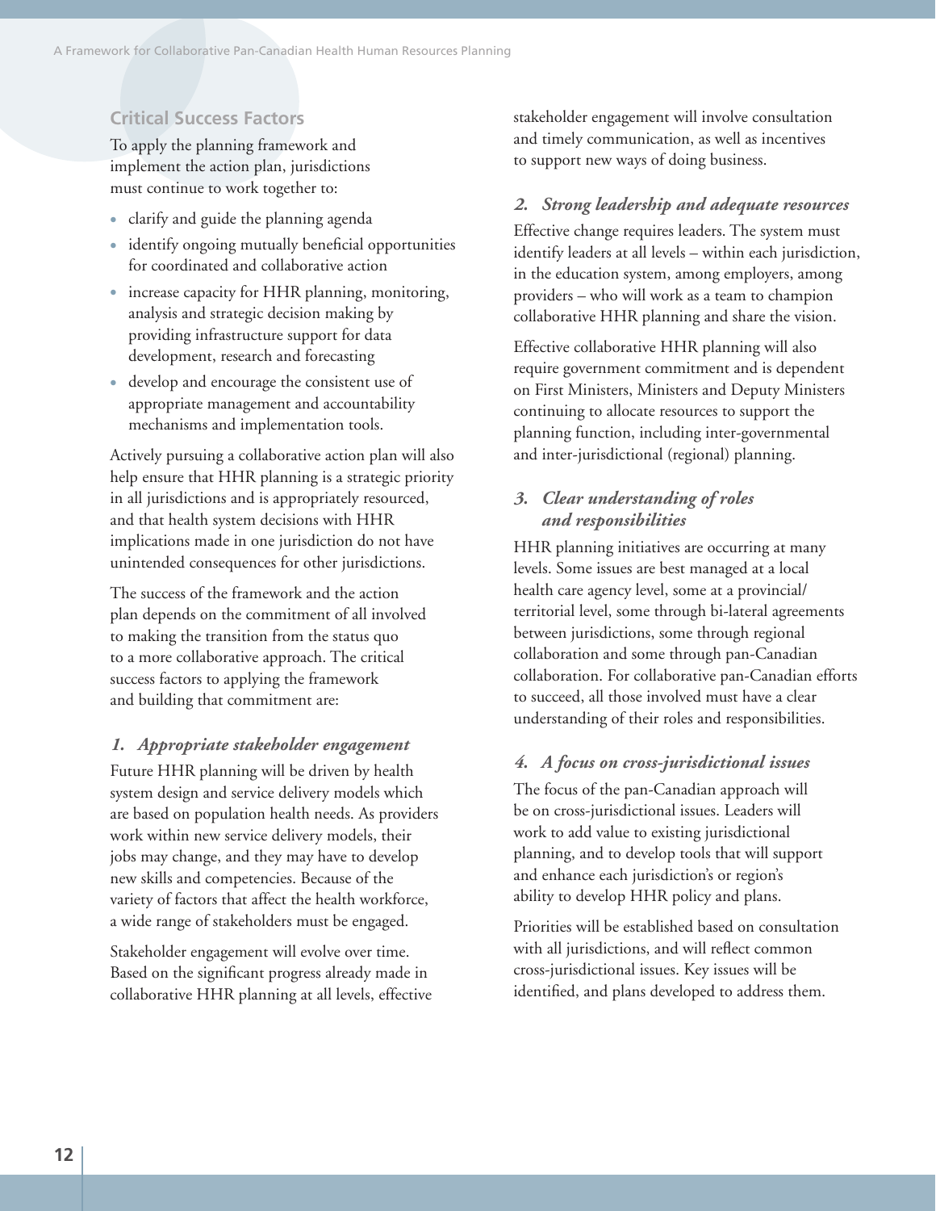## Critical Success Factors

To apply the planning framework and implement the action plan, jurisdictions must continue to work together to:

- clarify and guide the planning agenda
- identify ongoing mutually beneficial opportunities for coordinated and collaborative action
- increase capacity for HHR planning, monitoring, analysis and strategic decision making by providing infrastructure support for data development, research and forecasting
- develop and encourage the consistent use of appropriate management and accountability mechanisms and implementation tools.

Actively pursuing a collaborative action plan will also help ensure that HHR planning is a strategic priority in all jurisdictions and is appropriately resourced, and that health system decisions with HHR implications made in one jurisdiction do not have unintended consequences for other jurisdictions.

The success of the framework and the action plan depends on the commitment of all involved to making the transition from the status quo to a more collaborative approach. The critical success factors to applying the framework and building that commitment are:

### *1. Appropriate stakeholder engagement*

Future HHR planning will be driven by health system design and service delivery models which are based on population health needs. As providers work within new service delivery models, their jobs may change, and they may have to develop new skills and competencies. Because of the variety of factors that affect the health workforce, a wide range of stakeholders must be engaged.

Stakeholder engagement will evolve over time. Based on the significant progress already made in collaborative HHR planning at all levels, effective stakeholder engagement will involve consultation and timely communication, as well as incentives to support new ways of doing business.

### *2. Strong leadership and adequate resources*

Effective change requires leaders. The system must identify leaders at all levels – within each jurisdiction, in the education system, among employers, among providers – who will work as a team to champion collaborative HHR planning and share the vision.

Effective collaborative HHR planning will also require government commitment and is dependent on First Ministers, Ministers and Deputy Ministers continuing to allocate resources to support the planning function, including inter-governmental and inter-jurisdictional (regional) planning.

### *3. Clear understanding of roles and responsibilities*

HHR planning initiatives are occurring at many levels. Some issues are best managed at a local health care agency level, some at a provincial/territorial level, some through bi-lateral agreements between jurisdictions, some through regional collaboration and some through pan-Canadian collaboration. For collaborative pan-Canadian efforts to succeed, all those involved must have a clear understanding of their roles and responsibilities.

### *4. A focus on cross-jurisdictional issues*

The focus of the pan-Canadian approach will be on cross-jurisdictional issues. Leaders will work to add value to existing jurisdictional planning, and to develop tools that will support and enhance each jurisdiction's or region's ability to develop HHR policy and plans.

Priorities will be established based on consultation with all jurisdictions, and will reflect common cross-jurisdictional issues. Key issues will be identified, and plans developed to address them.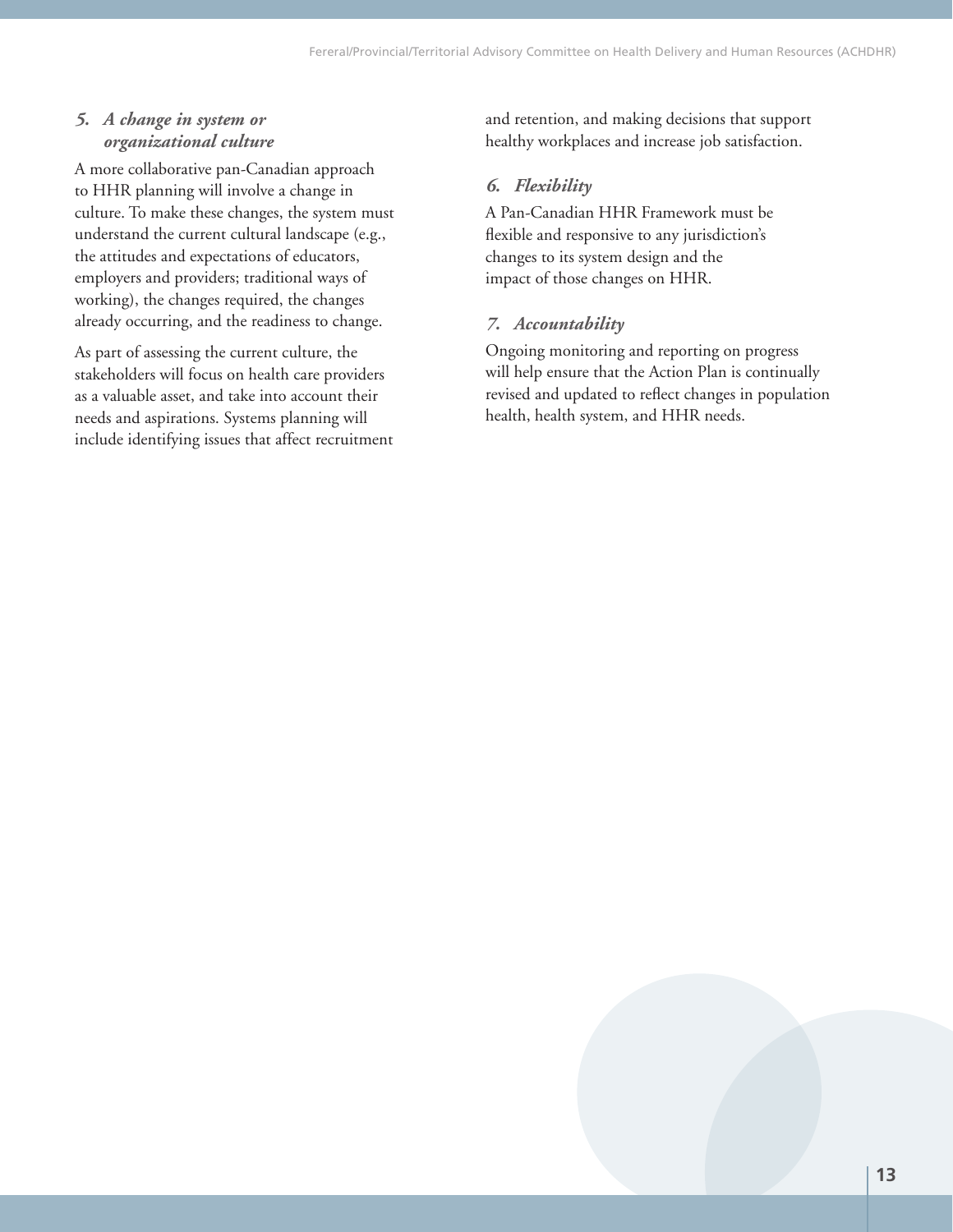### *5. A change in system or organizational culture*

A more collaborative pan-Canadian approach to HHR planning will involve a change in culture. To make these changes, the system must understand the current cultural landscape (e.g., the attitudes and expectations of educators, employers and providers; traditional ways of working), the changes required, the changes already occurring, and the readiness to change.

As part of assessing the current culture, the stakeholders will focus on health care providers as a valuable asset, and take into account their needs and aspirations. Systems planning will include identifying issues that affect recruitment and retention, and making decisions that support healthy workplaces and increase job satisfaction.

### *6. Flexibility*

A Pan-Canadian HHR Framework must be flexible and responsive to any jurisdiction's changes to its system design and the impact of those changes on HHR.

### *7. Accountability*

Ongoing monitoring and reporting on progress will help ensure that the Action Plan is continually revised and updated to reflect changes in population health, health system, and HHR needs.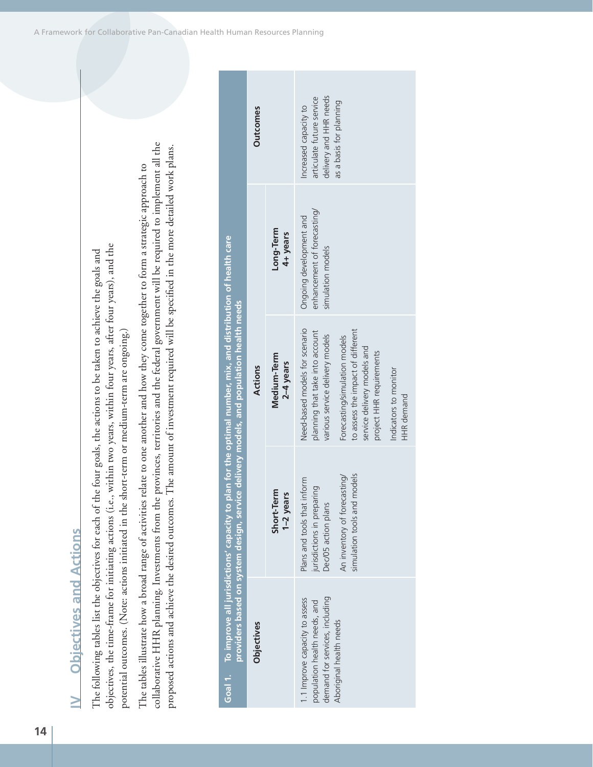# IV Objectives and Actions

The following tables list the objectives for each of the four goals, the actions to be taken to achieve the goals and objectives, the time-frame for initiating actions (i.e., within two years, within four years, after four years), and the potential outcomes. (Note: actions initiated in the short-term or medium-term are ongoing.)

The tables illustrate how a broad range of activities relate to one another and how they come together to form a strategic approach to collaborative HHR planning. Investments from the provinces, territories and the federal government will be required to implement all the proposed actions and achieve the desired outcomes. The amount of investment required will be specified in the more detailed work plans.

**Goal 1. To improve all jurisdictions' capacity to plan for the optimal number, mix, and distribution of health care providers based on system design, service delivery models, and population health needs**

| Objectives | Actions | | | Outcomes |
|---|---|---|---|---|
| | Short-Term 1–2 years | Medium-Term 2–4 years | Long-Term 4+ years | |
| 1.1 Improve capacity to assess population health needs, and demand for services, including Aboriginal health needs | Plans and tools that inform jurisdictions in preparing Dec/05 action plans<br><br>An inventory of forecasting/ simulation tools and models | Need-based models for scenario planning that take into account various service delivery models<br><br>Forecasting/simulation models to assess the impact of different service delivery models and project HHR requirements<br><br>Indicators to monitor HHR demand | Ongoing development and enhancement of forecasting/ simulation models | Increased capacity to articulate future service delivery and HHR needs as a basis for planning |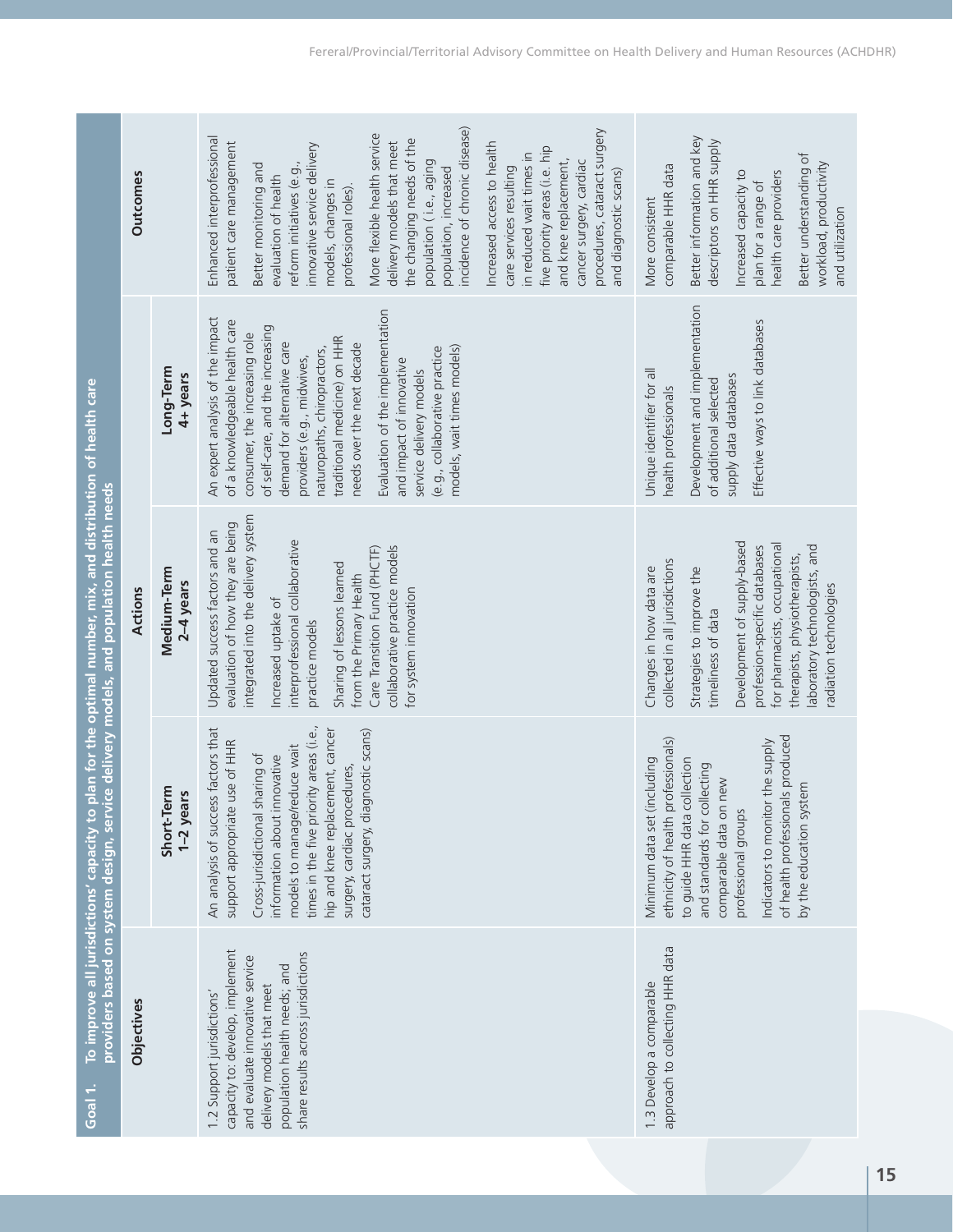| Goal 1. To improve all jurisdictions' capacity to plan for the optimal number, mix, and distribution of health care providers based on system design, service delivery models, and population health needs | | | | |
|---|---|---|---|---|
| **Objectives** | **Actions** | | | **Outcomes** |
| | **Short-Term 1–2 years** | **Medium-Term 2–4 years** | **Long-Term 4+ years** | |
| 1.2 Support jurisdictions' capacity to: develop, implement and evaluate innovative service delivery models that meet population health needs; and share results across jurisdictions | An analysis of success factors that support appropriate use of HHR<br><br>Cross-jurisdictional sharing of information about innovative models to manage/reduce wait times in the five priority areas (i.e., hip and knee replacement, cancer surgery, cardiac procedures, cataract surgery, diagnostic scans) | Updated success factors and an evaluation of how they are being integrated into the delivery system<br><br>Increased uptake of interprofessional collaborative practice models<br><br>Sharing of lessons learned from the Primary Health Care Transition Fund (PHCTF) collaborative practice models for system innovation | An expert analysis of the impact of a knowledgeable health care consumer, the increasing role of self-care, and the increasing demand for alternative care providers (e.g., midwives, naturopaths, chiropractors, traditional medicine) on HHR needs over the next decade<br><br>Evaluation of the implementation and impact of innovative service delivery models (e.g., collaborative practice models, wait times models) | Enhanced interprofessional patient care management<br><br>Better monitoring and evaluation of health reform initiatives (e.g., innovative service delivery models, changes in professional roles).<br><br>More flexible health service delivery models that meet the changing needs of the population ( i.e., aging population, increased incidence of chronic disease)<br><br>Increased access to health care services resulting in reduced wait times in five priority areas (i.e. hip and knee replacement, cancer surgery, cardiac procedures, cataract surgery and diagnostic scans) |
| 1.3 Develop a comparable approach to collecting HHR data | Minimum data set (including ethnicity of health professionals) to guide HHR data collection and standards for collecting comparable data on new professional groups<br><br>Indicators to monitor the supply of health professionals produced by the education system | Changes in how data are collected in all jurisdictions<br><br>Strategies to improve the timeliness of data<br><br>Development of supply-based profession-specific databases for pharmacists, occupational therapists, physiotherapists, laboratory technologists, and radiation technologies | Unique identifier for all health professionals<br><br>Development and implementation of additional selected supply data databases<br><br>Effective ways to link databases | More consistent comparable HHR data<br><br>Better information and key descriptors on HHR supply<br><br>Increased capacity to plan for a range of health care providers<br><br>Better understanding of workload, productivity and utilization |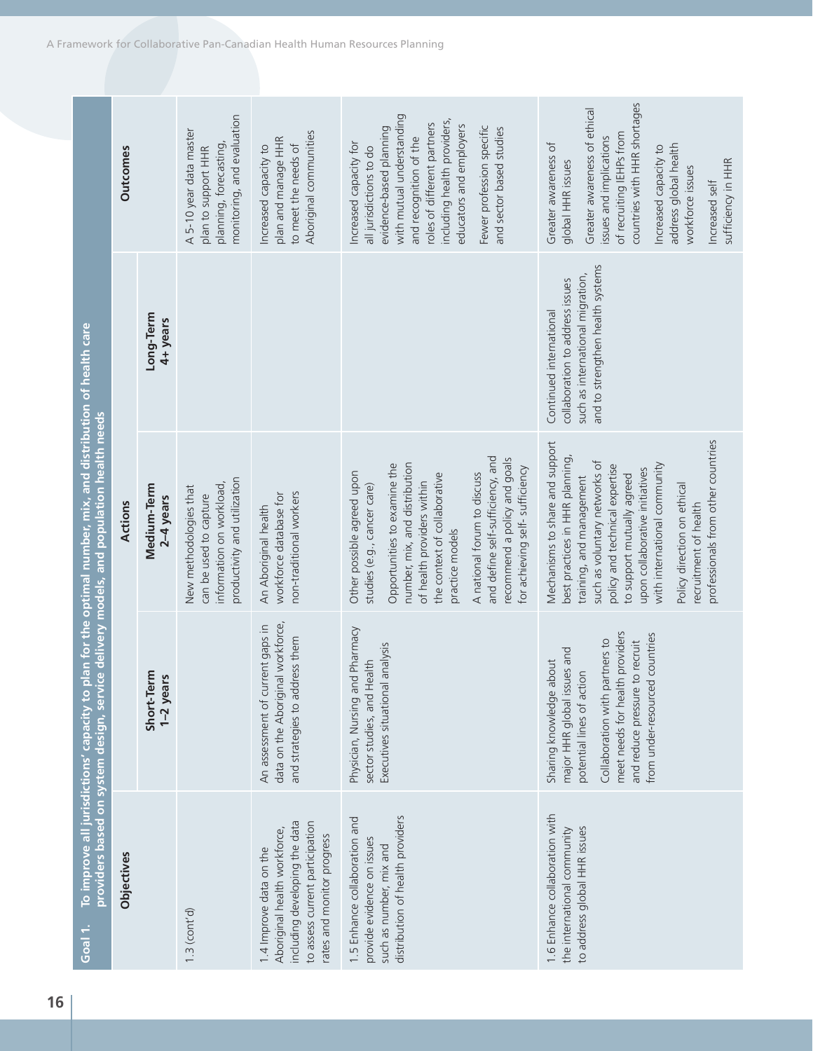**Goal 1. To improve all jurisdictions' capacity to plan for the optimal number, mix, and distribution of health care providers based on system design, service delivery models, and population health needs**

| Objectives | Actions | | | Outcomes |
|---|---|---|---|---|
| | Short-Term 1–2 years | Medium-Term 2–4 years | Long-Term 4+ years | |
| 1.3 (cont'd) | | New methodologies that can be used to capture information on workload, productivity and utilization | | A 5-10 year data master plan to support HHR planning, forecasting, monitoring, and evaluation |
| 1.4 Improve data on the Aboriginal health workforce, including developing the data to assess current participation rates and monitor progress | An assessment of current gaps in data on the Aboriginal workforce, and strategies to address them | An Aboriginal health workforce database for non-traditional workers | | Increased capacity to plan and manage HHR to meet the needs of Aboriginal communities |
| 1.5 Enhance collaboration and provide evidence on issues such as number, mix and distribution of health providers | Physician, Nursing and Pharmacy sector studies, and Health Executives situational analysis | Other possible agreed upon studies (e.g., cancer care)<br><br>Opportunities to examine the number, mix, and distribution of health providers within the context of collaborative practice models<br><br>A national forum to discuss and define self-sufficiency, and recommend a policy and goals for achieving self- sufficiency | | Increased capacity for all jurisdictions to do evidence-based planning with mutual understanding and recognition of the roles of different partners including health providers, educators and employers<br><br>Fewer profession specific and sector based studies |
| 1.6 Enhance collaboration with the international community to address global HHR issues | Sharing knowledge about major HHR global issues and potential lines of action<br><br>Collaboration with partners to meet needs for health providers and reduce pressure to recruit from under-resourced countries | Mechanisms to share and support best practices in HHR planning, training, and management such as voluntary networks of policy and technical expertise to support mutually agreed upon collaborative initiatives with international community<br><br>Policy direction on ethical recruitment of health professionals from other countries | Continued international collaboration to address issues such as international migration, and to strengthen health systems | Greater awareness of global HHR issues<br><br>Greater awareness of ethical issues and implications of recruiting IEHPs from countries with HHR shortages<br><br>Increased capacity to address global health workforce issues<br><br>Increased self sufficiency in HHR |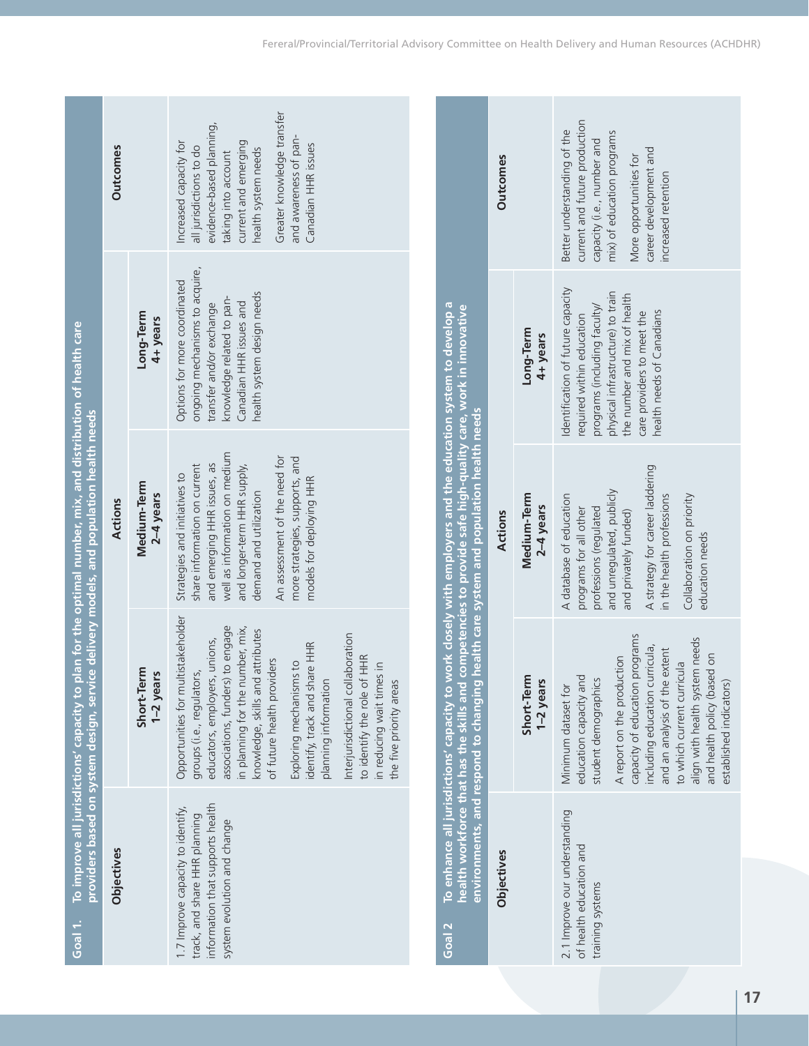| **Goal 1.** To improve all jurisdictions' capacity to plan for the optimal number, mix, and distribution of health care providers based on system design, service delivery models, and population health needs | | | | |
|---|---|---|---|---|
| **Objectives** | **Actions** | | | **Outcomes** |
| | **Short-Term 1–2 years** | **Medium-Term 2–4 years** | **Long-Term 4+ years** | |
| 1.7 Improve capacity to identify, track, and share HHR planning information that supports health system evolution and change | Opportunities for multistakeholder groups (i.e., regulators, educators, employers, unions, associations, funders) to engage in planning for the number, mix, knowledge, skills and attributes of future health providers<br><br>Exploring mechanisms to identify, track and share HHR planning information<br><br>Interjurisdictional collaboration to identify the role of HHR in reducing wait times in the five priority areas | Strategies and initiatives to share information on current and emerging HHR issues, as well as information on medium and longer-term HHR supply, demand and utilization<br><br>An assessment of the need for more strategies, supports, and models for deploying HHR | Options for more coordinated ongoing mechanisms to acquire, transfer and/or exchange knowledge related to pan-Canadian HHR issues and health system design needs | Increased capacity for all jurisdictions to do evidence-based planning, taking into account current and emerging health system needs<br><br>Greater knowledge transfer and awareness of pan-Canadian HHR issues |

| **Goal 2** To enhance all jurisdictions' capacity to work closely with employers and the education system to develop a health workforce that has the skills and competencies to provide safe high-quality care, work in innovative environments, and respond to changing health care system and population health needs | | | | |
|---|---|---|---|---|
| **Objectives** | **Actions** | | | **Outcomes** |
| | **Short-Term 1–2 years** | **Medium-Term 2–4 years** | **Long-Term 4+ years** | |
| 2.1 Improve our understanding of health education and training systems | Minimum dataset for education capacity and student demographics<br><br>A report on the production capacity of education programs including education curricula, and an analysis of the extent to which current curricula align with health system needs and health policy (based on established indicators) | A database of education programs for all other professions (regulated and unregulated, publicly and privately funded)<br><br>A strategy for career laddering in the health professions<br><br>Collaboration on priority education needs | Identification of future capacity required within education programs (including faculty/ physical infrastructure) to train the number and mix of health care providers to meet the health needs of Canadians | Better understanding of the current and future production capacity (i.e., number and mix) of education programs<br><br>More opportunities for career development and increased retention |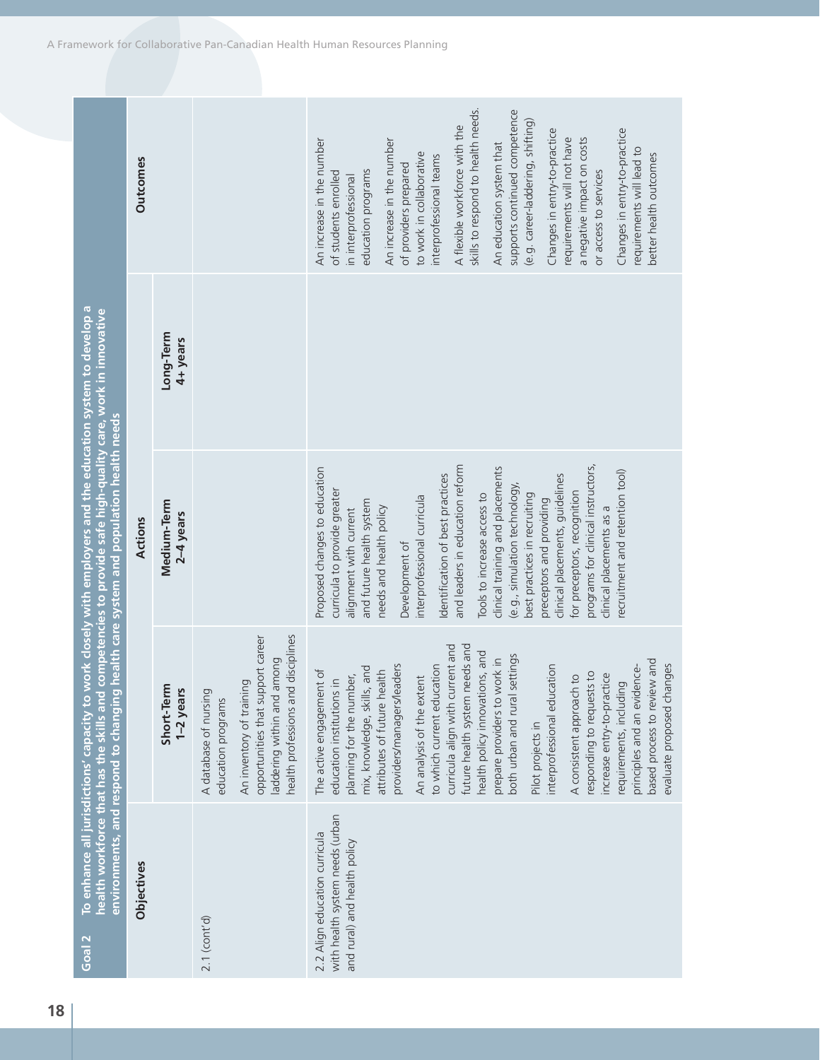| Goal 2 | To enhance all jurisdictions' capacity to work closely with employers and the education system to develop a health workforce that has the skills and competencies to provide safe high-quality care, work in innovative environments, and respond to changing health care system and population health needs | | | |
|---|---|---|---|---|
| **Objectives** | **Actions** | | | **Outcomes** |
| | **Short-Term 1–2 years** | **Medium-Term 2–4 years** | **Long-Term 4+ years** | |
| 2.1 (cont'd) | A database of nursing education programs<br><br>An inventory of training opportunities that support career laddering within and among health professions and disciplines | | | |
| 2.2 Align education curricula with health system needs (urban and rural) and health policy | The active engagement of education institutions in planning for the number, mix, knowledge, skills, and attributes of future health providers/managers/leaders<br><br>An analysis of the extent to which current education curricula align with current and future health system needs and health policy innovations, and prepare providers to work in both urban and rural settings<br><br>Pilot projects in interprofessional education<br><br>A consistent approach to responding to requests to increase entry-to-practice requirements, including principles and an evidence-based process to review and evaluate proposed changes | Proposed changes to education curricula to provide greater alignment with current and future health system needs and health policy<br><br>Development of interprofessional curricula<br><br>Identification of best practices and leaders in education reform<br><br>Tools to increase access to clinical training and placements (e.g., simulation technology, best practices in recruiting preceptors and providing clinical placements, guidelines for preceptors, recognition programs for clinical instructors, clinical placements as a recruitment and retention tool) | | An increase in the number of students enrolled in interprofessional education programs<br><br>An increase in the number of providers prepared to work in collaborative interprofessional teams<br><br>A flexible workforce with the skills to respond to health needs.<br><br>An education system that supports continued competence (e.g. career-laddering, shifting)<br><br>Changes in entry-to-practice requirements will not have a negative impact on costs or access to services<br><br>Changes in entry-to-practice requirements will lead to better health outcomes |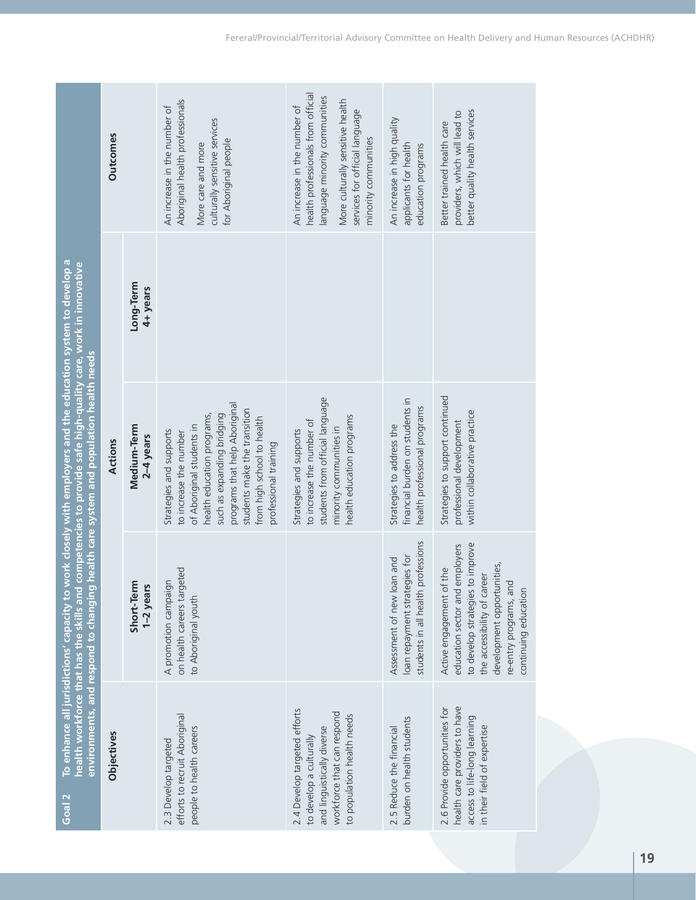| Goal 2 | To enhance all jurisdictions' capacity to work closely with employers and the education system to develop a health workforce that has the skills and competencies to provide safe high-quality care, work in innovative environments, and respond to changing health care system and population health needs | | | |
|---|---|---|---|---|
| **Objectives** | **Actions** | | | **Outcomes** |
| | **Short-Term 1–2 years** | **Medium-Term 2–4 years** | **Long-Term 4+ years** | |
| 2.3 Develop targeted efforts to recruit Aboriginal people to health careers | A promotion campaign on health careers targeted to Aboriginal youth | Strategies and supports to increase the number of Aboriginal students in health education programs, such as expanding bridging programs that help Aboriginal students make the transition from high school to health professional training | | An increase in the number of Aboriginal health professionals<br><br>More care and more culturally sensitive services for Aboriginal people |
| 2.4 Develop targeted efforts to develop a culturally and linguistically diverse workforce that can respond to population health needs | | Strategies and supports to increase the number of students from official language minority communities in health education programs | | An increase in the number of health professionals from official language minority communities<br><br>More culturally sensitive health services for official language minority communities |
| 2.5 Reduce the financial burden on health students | Assessment of new loan and loan repayment strategies for students in all health professions | Strategies to address the financial burden on students in health professional programs | | An increase in high quality applicants for health education programs |
| 2.6 Provide opportunities for health care providers to have access to life-long learning in their field of expertise | Active engagement of the education sector and employers to develop strategies to improve the accessibility of career development opportunities, re-entry programs, and continuing education | Strategies to support continued professional development within collaborative practice | | Better trained health care providers, which will lead to better quality health services |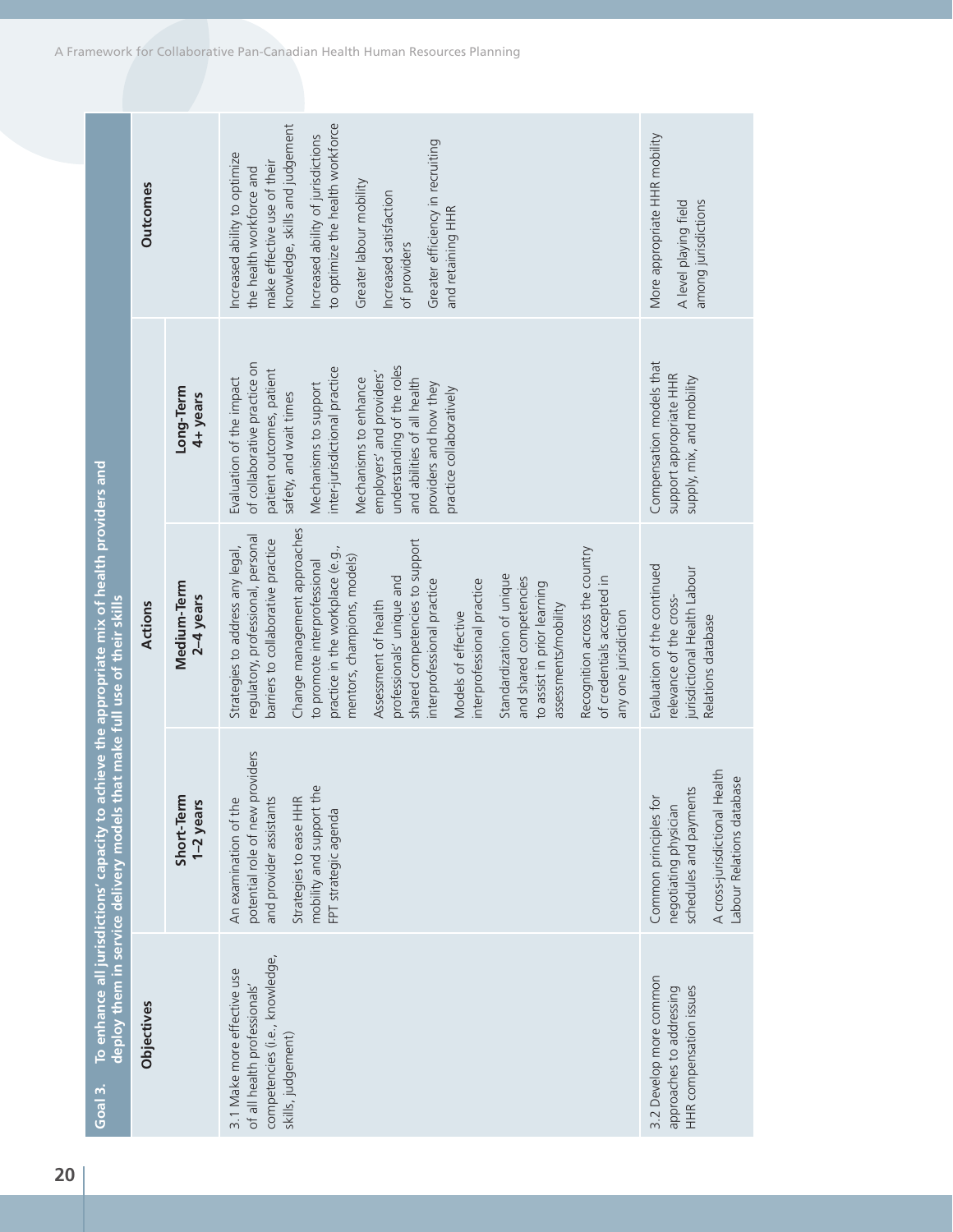| Goal 3. To enhance all jurisdictions' capacity to achieve the appropriate mix of health providers and deploy them in service delivery models that make full use of their skills | | | | |
|---|---|---|---|---|
| **Objectives** | **Actions** | | | **Outcomes** |
| | **Short-Term 1–2 years** | **Medium-Term 2–4 years** | **Long-Term 4+ years** | |
| 3.1 Make more effective use of all health professionals' competencies (i.e., knowledge, skills, judgement) | An examination of the potential role of new providers and provider assistants<br><br>Strategies to ease HHR mobility and support the FPT strategic agenda | Strategies to address any legal, regulatory, professional, personal barriers to collaborative practice<br><br>Change management approaches to promote interprofessional practice in the workplace (e.g., mentors, champions, models)<br><br>Assessment of health professionals' unique and shared competencies to support interprofessional practice<br><br>Models of effective interprofessional practice<br><br>Standardization of unique and shared competencies to assist in prior learning assessments/mobility<br><br>Recognition across the country of credentials accepted in any one jurisdiction | Evaluation of the impact of collaborative practice on patient outcomes, patient safety, and wait times<br><br>Mechanisms to support inter-jurisdictional practice<br><br>Mechanisms to enhance employers' and providers' understanding of the roles and abilities of all health providers and how they practice collaboratively | Increased ability to optimize the health workforce and make effective use of their knowledge, skills and judgement<br><br>Increased ability of jurisdictions to optimize the health workforce<br><br>Greater labour mobility<br><br>Increased satisfaction of providers<br><br>Greater efficiency in recruiting and retaining HHR |
| 3.2 Develop more common approaches to addressing HHR compensation issues | Common principles for negotiating physician schedules and payments<br><br>A cross-jurisdictional Health Labour Relations database | Evaluation of the continued relevance of the cross-jurisdictional Health Labour Relations database | Compensation models that support appropriate HHR supply, mix, and mobility | More appropriate HHR mobility<br><br>A level playing field among jurisdictions |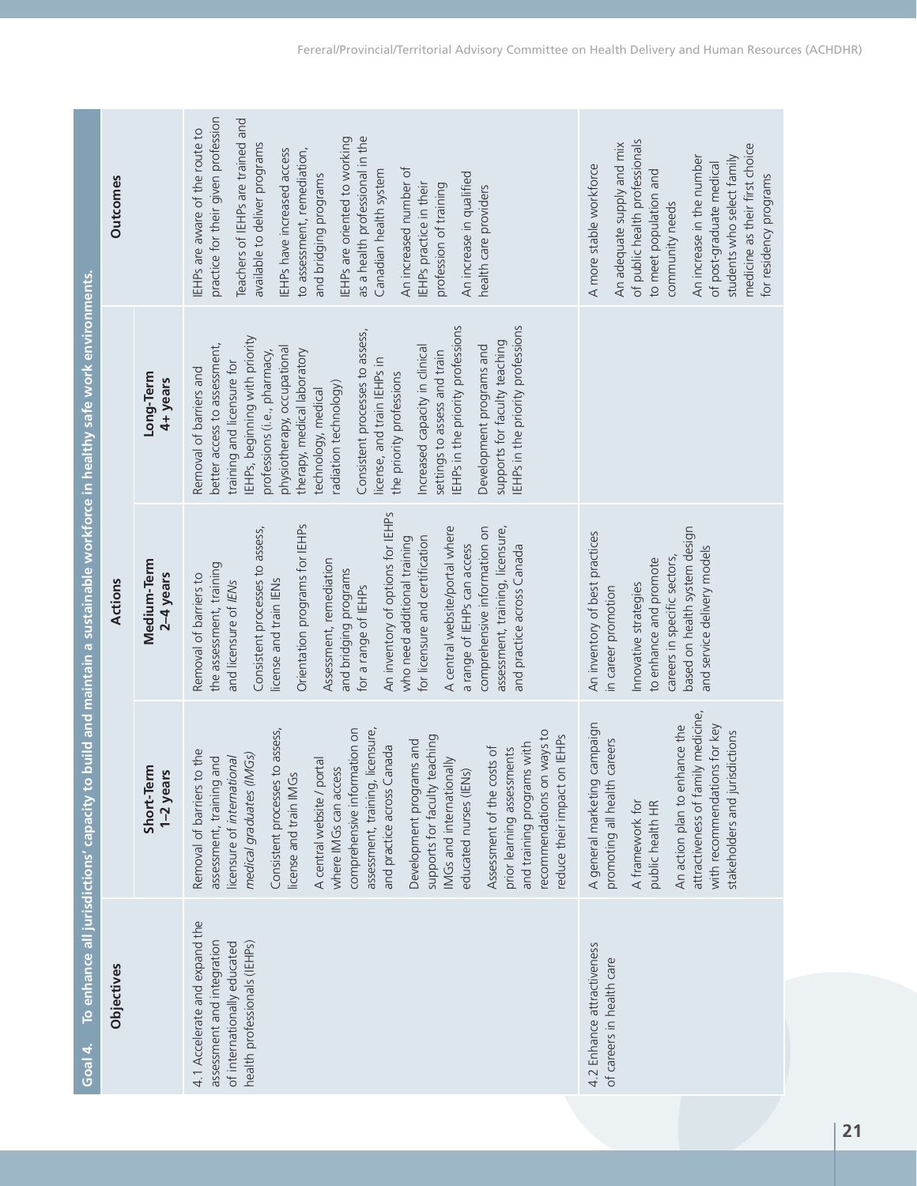**Goal 4. To enhance all jurisdictions' capacity to build and maintain a sustainable workforce in healthy safe work environments.**

| Objectives | Actions | | | Outcomes |
|---|---|---|---|---|
| | **Short-Term 1–2 years** | **Medium-Term 2–4 years** | **Long-Term 4+ years** | |
| 4.1 Accelerate and expand the assessment and integration of internationally educated health professionals (IEHPs) | Removal of barriers to the assessment, training and licensure of *international medical graduates (IMGs)*<br><br>Consistent processes to assess, license and train IMGs<br><br>A central website / portal where IMGs can access comprehensive information on assessment, training, licensure, and practice across Canada<br><br>Development programs and supports for faculty teaching IMGs and internationally educated nurses (IENs)<br><br>Assessment of the costs of prior learning assessments and training programs with recommendations on ways to reduce their impact on IEHPs | Removal of barriers to the assessment, training and licensure of *IENs*<br><br>Consistent processes to assess, license and train IENs<br><br>Orientation programs for IEHPs<br><br>Assessment, remediation and bridging programs for a range of IEHPs<br><br>An inventory of options for IEHPs who need additional training for licensure and certification<br><br>A central website/portal where a range of IEHPs can access comprehensive information on assessment, training, licensure, and practice across Canada | Removal of barriers and better access to assessment, training and licensure for IEHPs, beginning with priority professions (i.e., pharmacy, physiotherapy, occupational therapy, medical laboratory technology, medical radiation technology)<br><br>Consistent processes to assess, license, and train IEHPs in the priority professions<br><br>Increased capacity in clinical settings to assess and train IEHPs in the priority professions<br><br>Development programs and supports for faculty teaching IEHPs in the priority professions | IEHPs are aware of the route to practice for their given profession<br><br>Teachers of IEHPs are trained and available to deliver programs<br><br>IEHPs have increased access to assessment, remediation, and bridging programs<br><br>IEHPs are oriented to working as a health professional in the Canadian health system<br><br>An increased number of IEHPs practice in their profession of training<br><br>An increase in qualified health care providers |
| 4.2 Enhance attractiveness of careers in health care | A general marketing campaign promoting all health careers<br><br>A framework for public health HR<br><br>An action plan to enhance the attractiveness of family medicine, with recommendations for key stakeholders and jurisdictions | An inventory of best practices in career promotion<br><br>Innovative strategies to enhance and promote careers in specific sectors, based on health system design and service delivery models | | A more stable workforce<br><br>An adequate supply and mix of public health professionals to meet population and community needs<br><br>An increase in the number of post-graduate medical students who select family medicine as their first choice for residency programs |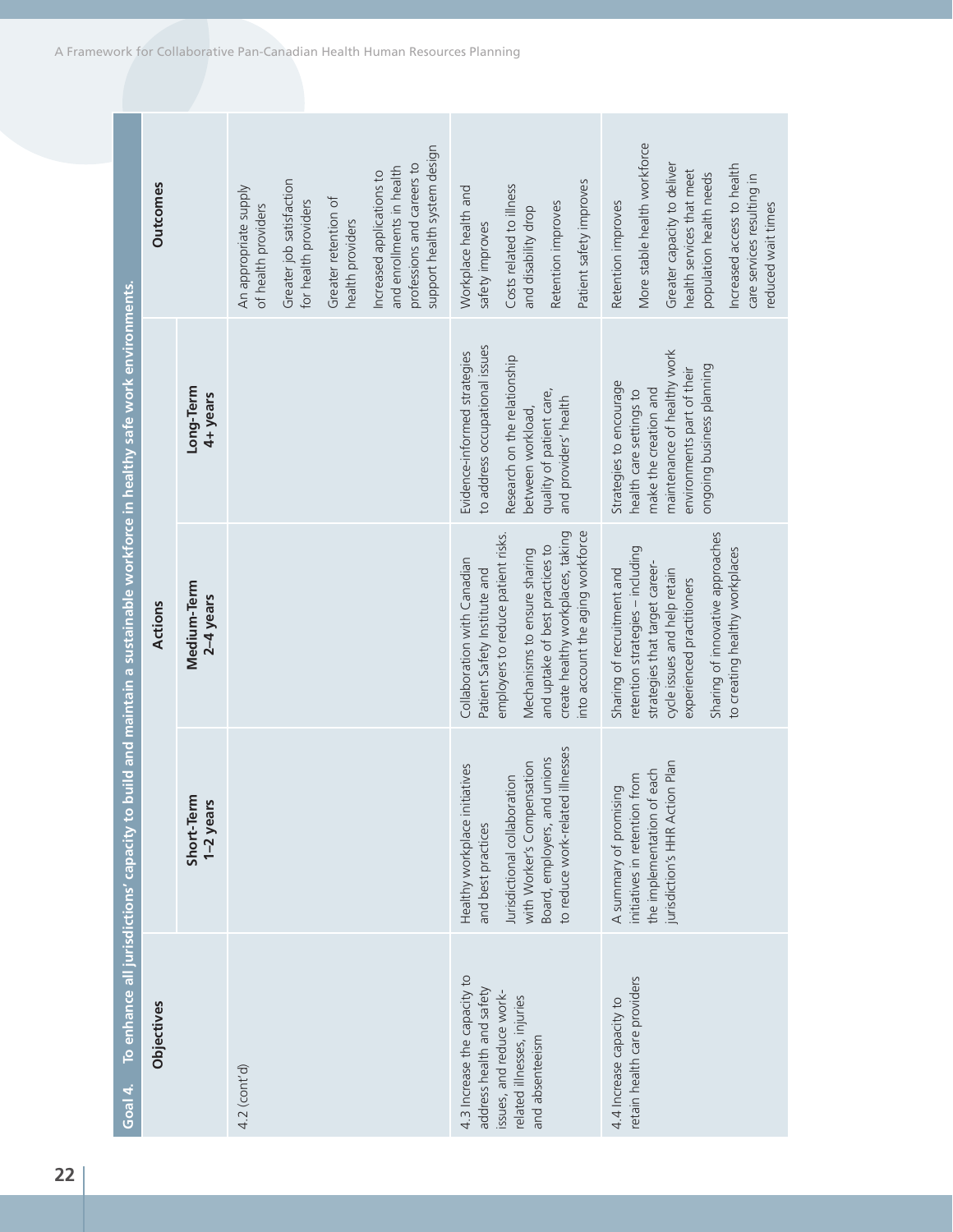| Goal 4. To enhance all jurisdictions' capacity to build and maintain a sustainable workforce in healthy safe work environments. | | | | |
|---|---|---|---|---|
| **Objectives** | **Actions** | | | **Outcomes** |
| | **Short-Term 1–2 years** | **Medium-Term 2–4 years** | **Long-Term 4+ years** | |
| 4.2 (cont'd) | | | | An appropriate supply of health providers<br><br>Greater job satisfaction for health providers<br><br>Greater retention of health providers<br><br>Increased applications to and enrollments in health professions and careers to support health system design |
| 4.3 Increase the capacity to address health and safety issues, and reduce work-related illnesses, injuries and absenteeism | Healthy workplace initiatives and best practices<br><br>Jurisdictional collaboration with Worker's Compensation Board, employers, and unions to reduce work-related illnesses | Collaboration with Canadian Patient Safety Institute and employers to reduce patient risks.<br><br>Mechanisms to ensure sharing and uptake of best practices to create healthy workplaces, taking into account the aging workforce | Evidence-informed strategies to address occupational issues<br><br>Research on the relationship between workload, quality of patient care, and providers' health | Workplace health and safety improves<br><br>Costs related to illness and disability drop<br><br>Retention improves<br><br>Patient safety improves |
| 4.4 Increase capacity to retain health care providers | A summary of promising initiatives in retention from the implementation of each jurisdiction's HHR Action Plan | Sharing of recruitment and retention strategies – including strategies that target career-cycle issues and help retain experienced practitioners<br><br>Sharing of innovative approaches to creating healthy workplaces | Strategies to encourage health care settings to make the creation and maintenance of healthy work environments part of their ongoing business planning | Retention improves<br><br>More stable health workforce<br><br>Greater capacity to deliver health services that meet population health needs<br><br>Increased access to health care services resulting in reduced wait times |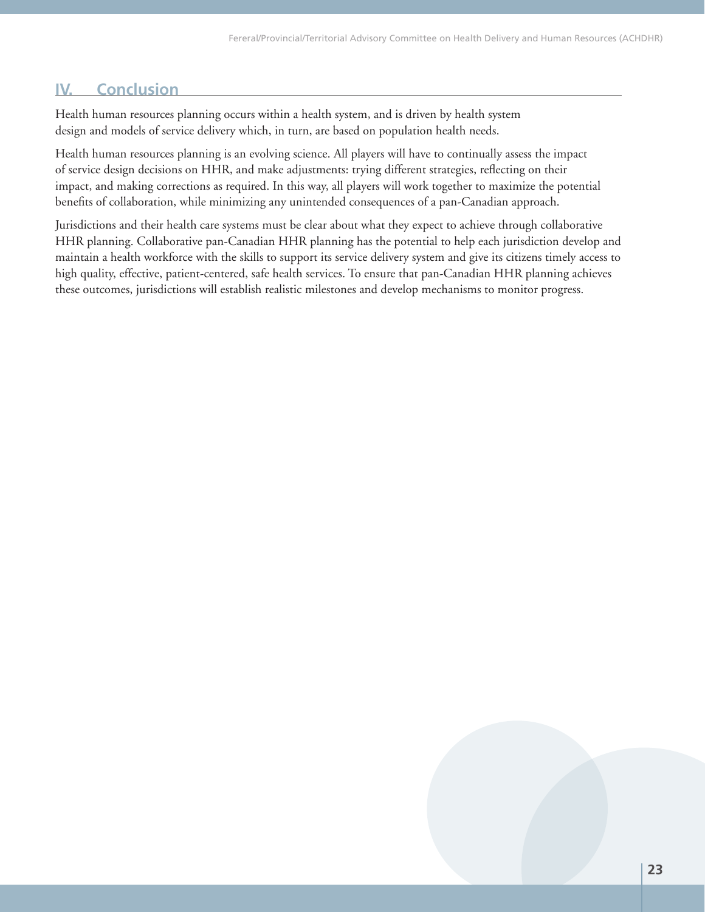## IV. Conclusion

Health human resources planning occurs within a health system, and is driven by health system design and models of service delivery which, in turn, are based on population health needs.

Health human resources planning is an evolving science. All players will have to continually assess the impact of service design decisions on HHR, and make adjustments: trying different strategies, reflecting on their impact, and making corrections as required. In this way, all players will work together to maximize the potential benefits of collaboration, while minimizing any unintended consequences of a pan-Canadian approach.

Jurisdictions and their health care systems must be clear about what they expect to achieve through collaborative HHR planning. Collaborative pan-Canadian HHR planning has the potential to help each jurisdiction develop and maintain a health workforce with the skills to support its service delivery system and give its citizens timely access to high quality, effective, patient-centered, safe health services. To ensure that pan-Canadian HHR planning achieves these outcomes, jurisdictions will establish realistic milestones and develop mechanisms to monitor progress.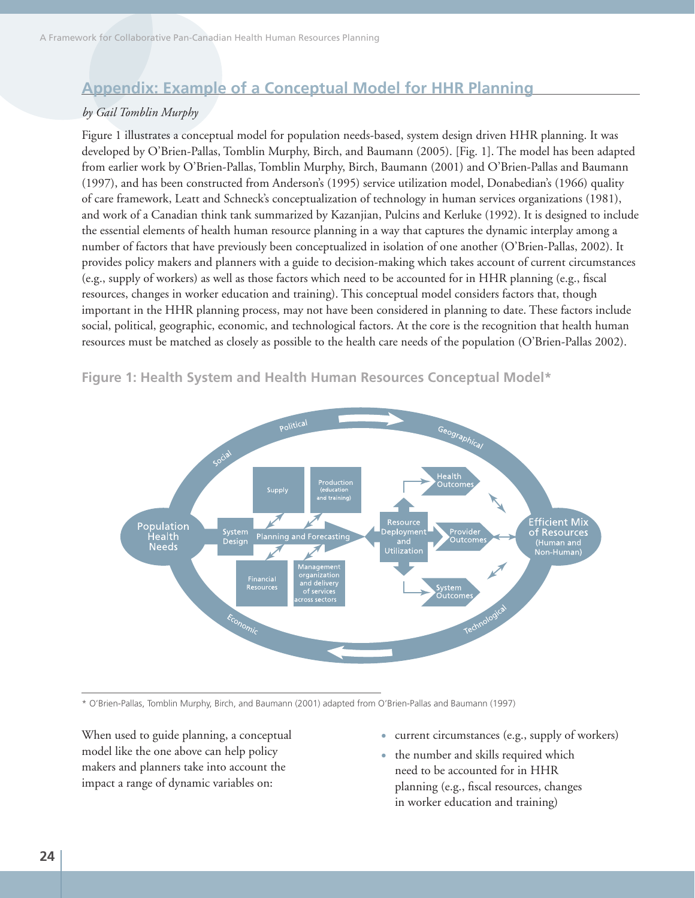## Appendix: Example of a Conceptual Model for HHR Planning

*by Gail Tomblin Murphy*

Figure 1 illustrates a conceptual model for population needs-based, system design driven HHR planning. It was developed by O'Brien-Pallas, Tomblin Murphy, Birch, and Baumann (2005). [Fig. 1]. The model has been adapted from earlier work by O'Brien-Pallas, Tomblin Murphy, Birch, Baumann (2001) and O'Brien-Pallas and Baumann (1997), and has been constructed from Anderson's (1995) service utilization model, Donabedian's (1966) quality of care framework, Leatt and Schneck's conceptualization of technology in human services organizations (1981), and work of a Canadian think tank summarized by Kazanjian, Pulcins and Kerluke (1992). It is designed to include the essential elements of health human resource planning in a way that captures the dynamic interplay among a number of factors that have previously been conceptualized in isolation of one another (O'Brien-Pallas, 2002). It provides policy makers and planners with a guide to decision-making which takes account of current circumstances (e.g., supply of workers) as well as those factors which need to be accounted for in HHR planning (e.g., fiscal resources, changes in worker education and training). This conceptual model considers factors that, though important in the HHR planning process, may not have been considered in planning to date. These factors include social, political, geographic, economic, and technological factors. At the core is the recognition that health human resources must be matched as closely as possible to the health care needs of the population (O'Brien-Pallas 2002).

**Figure 1: Health System and Health Human Resources Conceptual Model***

\* O'Brien-Pallas, Tomblin Murphy, Birch, and Baumann (2001) adapted from O'Brien-Pallas and Baumann (1997)

When used to guide planning, a conceptual model like the one above can help policy makers and planners take into account the impact a range of dynamic variables on:

- current circumstances (e.g., supply of workers)
- the number and skills required which need to be accounted for in HHR planning (e.g., fiscal resources, changes in worker education and training)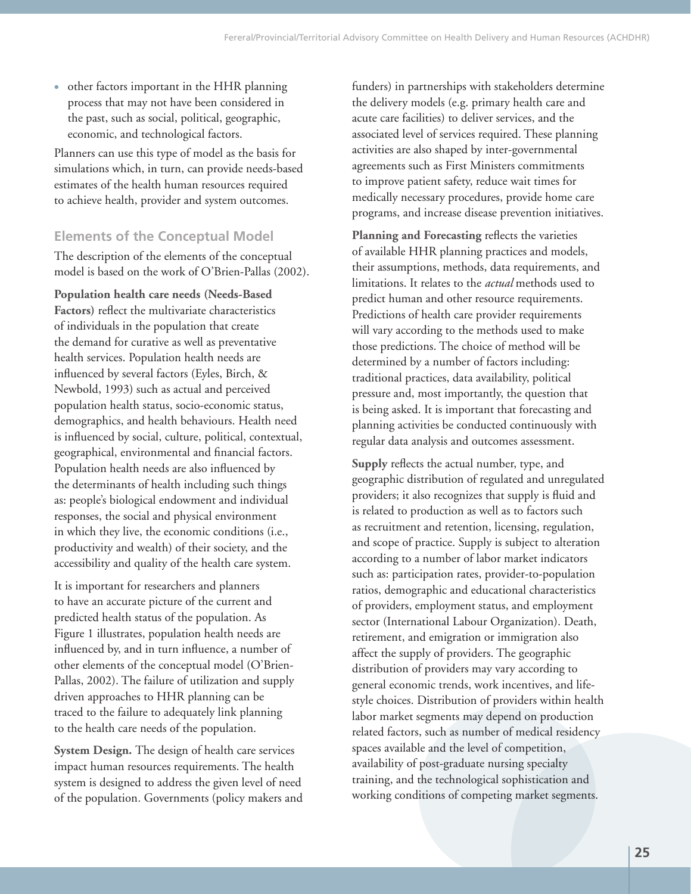- other factors important in the HHR planning process that may not have been considered in the past, such as social, political, geographic, economic, and technological factors.

Planners can use this type of model as the basis for simulations which, in turn, can provide needs-based estimates of the health human resources required to achieve health, provider and system outcomes.

### Elements of the Conceptual Model

The description of the elements of the conceptual model is based on the work of O'Brien-Pallas (2002).

**Population health care needs (Needs-Based Factors)** reflect the multivariate characteristics of individuals in the population that create the demand for curative as well as preventative health services. Population health needs are influenced by several factors (Eyles, Birch, & Newbold, 1993) such as actual and perceived population health status, socio-economic status, demographics, and health behaviours. Health need is influenced by social, culture, political, contextual, geographical, environmental and financial factors. Population health needs are also influenced by the determinants of health including such things as: people's biological endowment and individual responses, the social and physical environment in which they live, the economic conditions (i.e., productivity and wealth) of their society, and the accessibility and quality of the health care system.

It is important for researchers and planners to have an accurate picture of the current and predicted health status of the population. As Figure 1 illustrates, population health needs are influenced by, and in turn influence, a number of other elements of the conceptual model (O'Brien-Pallas, 2002). The failure of utilization and supply driven approaches to HHR planning can be traced to the failure to adequately link planning to the health care needs of the population.

**System Design.** The design of health care services impact human resources requirements. The health system is designed to address the given level of need of the population. Governments (policy makers and funders) in partnerships with stakeholders determine the delivery models (e.g. primary health care and acute care facilities) to deliver services, and the associated level of services required. These planning activities are also shaped by inter-governmental agreements such as First Ministers commitments to improve patient safety, reduce wait times for medically necessary procedures, provide home care programs, and increase disease prevention initiatives.

**Planning and Forecasting** reflects the varieties of available HHR planning practices and models, their assumptions, methods, data requirements, and limitations. It relates to the *actual* methods used to predict human and other resource requirements. Predictions of health care provider requirements will vary according to the methods used to make those predictions. The choice of method will be determined by a number of factors including: traditional practices, data availability, political pressure and, most importantly, the question that is being asked. It is important that forecasting and planning activities be conducted continuously with regular data analysis and outcomes assessment.

**Supply** reflects the actual number, type, and geographic distribution of regulated and unregulated providers; it also recognizes that supply is fluid and is related to production as well as to factors such as recruitment and retention, licensing, regulation, and scope of practice. Supply is subject to alteration according to a number of labor market indicators such as: participation rates, provider-to-population ratios, demographic and educational characteristics of providers, employment status, and employment sector (International Labour Organization). Death, retirement, and emigration or immigration also affect the supply of providers. The geographic distribution of providers may vary according to general economic trends, work incentives, and life-style choices. Distribution of providers within health labor market segments may depend on production related factors, such as number of medical residency spaces available and the level of competition, availability of post-graduate nursing specialty training, and the technological sophistication and working conditions of competing market segments.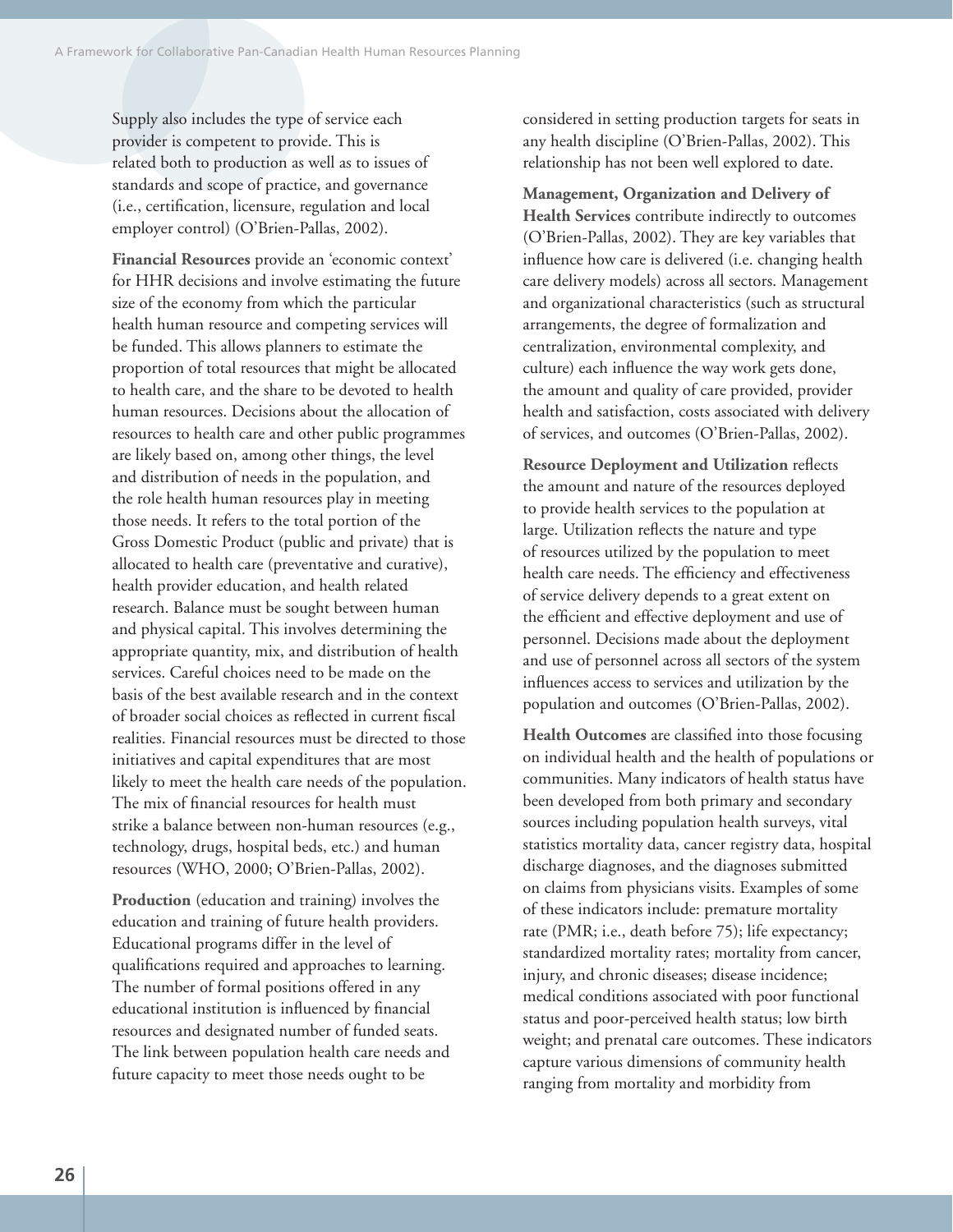Supply also includes the type of service each provider is competent to provide. This is related both to production as well as to issues of standards and scope of practice, and governance (i.e., certification, licensure, regulation and local employer control) (O'Brien-Pallas, 2002).

**Financial Resources** provide an 'economic context' for HHR decisions and involve estimating the future size of the economy from which the particular health human resource and competing services will be funded. This allows planners to estimate the proportion of total resources that might be allocated to health care, and the share to be devoted to health human resources. Decisions about the allocation of resources to health care and other public programmes are likely based on, among other things, the level and distribution of needs in the population, and the role health human resources play in meeting those needs. It refers to the total portion of the Gross Domestic Product (public and private) that is allocated to health care (preventative and curative), health provider education, and health related research. Balance must be sought between human and physical capital. This involves determining the appropriate quantity, mix, and distribution of health services. Careful choices need to be made on the basis of the best available research and in the context of broader social choices as reflected in current fiscal realities. Financial resources must be directed to those initiatives and capital expenditures that are most likely to meet the health care needs of the population. The mix of financial resources for health must strike a balance between non-human resources (e.g., technology, drugs, hospital beds, etc.) and human resources (WHO, 2000; O'Brien-Pallas, 2002).

**Production** (education and training) involves the education and training of future health providers. Educational programs differ in the level of qualifications required and approaches to learning. The number of formal positions offered in any educational institution is influenced by financial resources and designated number of funded seats. The link between population health care needs and future capacity to meet those needs ought to be considered in setting production targets for seats in any health discipline (O'Brien-Pallas, 2002). This relationship has not been well explored to date.

**Management, Organization and Delivery of Health Services** contribute indirectly to outcomes (O'Brien-Pallas, 2002). They are key variables that influence how care is delivered (i.e. changing health care delivery models) across all sectors. Management and organizational characteristics (such as structural arrangements, the degree of formalization and centralization, environmental complexity, and culture) each influence the way work gets done, the amount and quality of care provided, provider health and satisfaction, costs associated with delivery of services, and outcomes (O'Brien-Pallas, 2002).

**Resource Deployment and Utilization** reflects the amount and nature of the resources deployed to provide health services to the population at large. Utilization reflects the nature and type of resources utilized by the population to meet health care needs. The efficiency and effectiveness of service delivery depends to a great extent on the efficient and effective deployment and use of personnel. Decisions made about the deployment and use of personnel across all sectors of the system influences access to services and utilization by the population and outcomes (O'Brien-Pallas, 2002).

**Health Outcomes** are classified into those focusing on individual health and the health of populations or communities. Many indicators of health status have been developed from both primary and secondary sources including population health surveys, vital statistics mortality data, cancer registry data, hospital discharge diagnoses, and the diagnoses submitted on claims from physicians visits. Examples of some of these indicators include: premature mortality rate (PMR; i.e., death before 75); life expectancy; standardized mortality rates; mortality from cancer, injury, and chronic diseases; disease incidence; medical conditions associated with poor functional status and poor-perceived health status; low birth weight; and prenatal care outcomes. These indicators capture various dimensions of community health ranging from mortality and morbidity from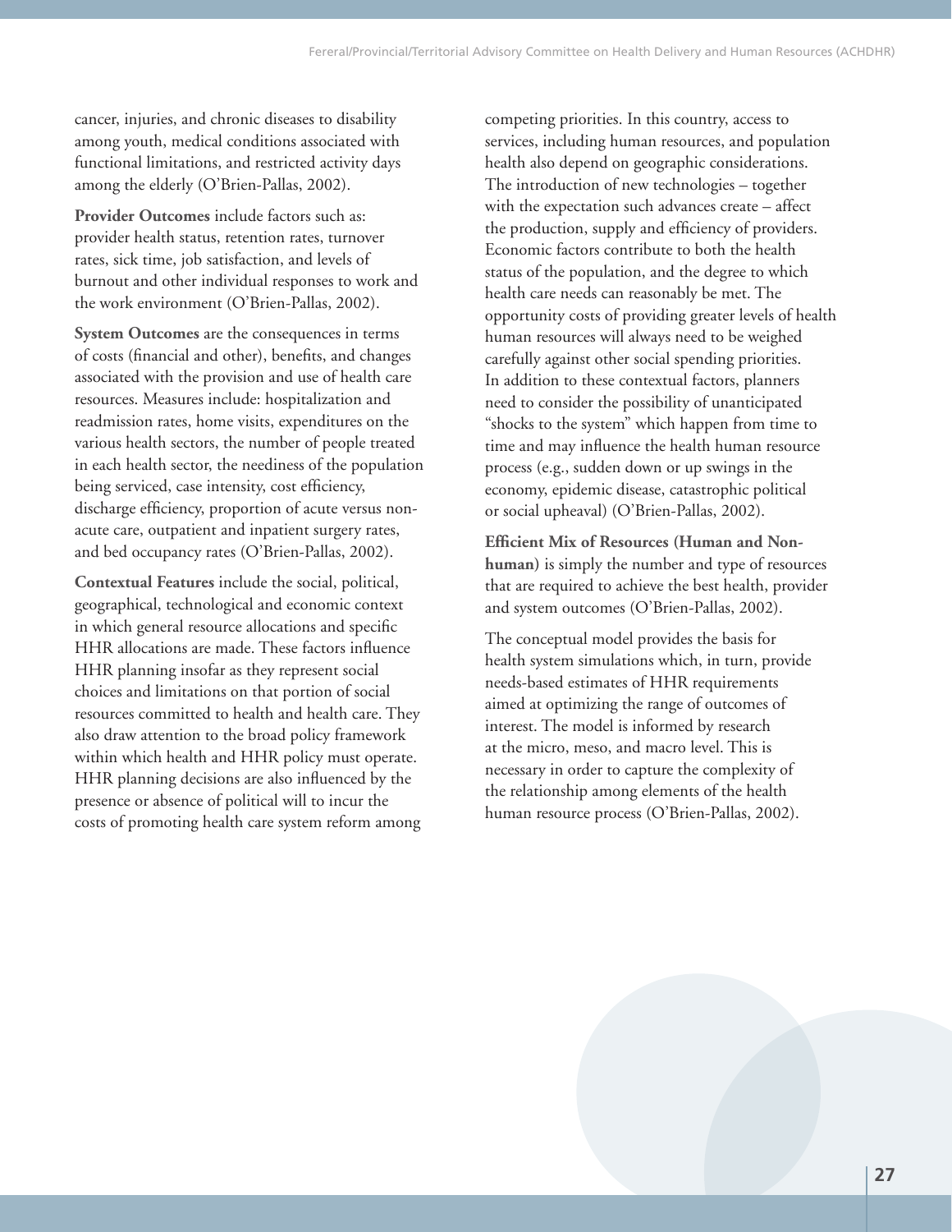cancer, injuries, and chronic diseases to disability among youth, medical conditions associated with functional limitations, and restricted activity days among the elderly (O'Brien-Pallas, 2002).

**Provider Outcomes** include factors such as: provider health status, retention rates, turnover rates, sick time, job satisfaction, and levels of burnout and other individual responses to work and the work environment (O'Brien-Pallas, 2002).

**System Outcomes** are the consequences in terms of costs (financial and other), benefits, and changes associated with the provision and use of health care resources. Measures include: hospitalization and readmission rates, home visits, expenditures on the various health sectors, the number of people treated in each health sector, the neediness of the population being serviced, case intensity, cost efficiency, discharge efficiency, proportion of acute versus non-acute care, outpatient and inpatient surgery rates, and bed occupancy rates (O'Brien-Pallas, 2002).

**Contextual Features** include the social, political, geographical, technological and economic context in which general resource allocations and specific HHR allocations are made. These factors influence HHR planning insofar as they represent social choices and limitations on that portion of social resources committed to health and health care. They also draw attention to the broad policy framework within which health and HHR policy must operate. HHR planning decisions are also influenced by the presence or absence of political will to incur the costs of promoting health care system reform among competing priorities. In this country, access to services, including human resources, and population health also depend on geographic considerations. The introduction of new technologies – together with the expectation such advances create – affect the production, supply and efficiency of providers. Economic factors contribute to both the health status of the population, and the degree to which health care needs can reasonably be met. The opportunity costs of providing greater levels of health human resources will always need to be weighed carefully against other social spending priorities. In addition to these contextual factors, planners need to consider the possibility of unanticipated "shocks to the system" which happen from time to time and may influence the health human resource process (e.g., sudden down or up swings in the economy, epidemic disease, catastrophic political or social upheaval) (O'Brien-Pallas, 2002).

**Efficient Mix of Resources (Human and Non-human)** is simply the number and type of resources that are required to achieve the best health, provider and system outcomes (O'Brien-Pallas, 2002).

The conceptual model provides the basis for health system simulations which, in turn, provide needs-based estimates of HHR requirements aimed at optimizing the range of outcomes of interest. The model is informed by research at the micro, meso, and macro level. This is necessary in order to capture the complexity of the relationship among elements of the health human resource process (O'Brien-Pallas, 2002).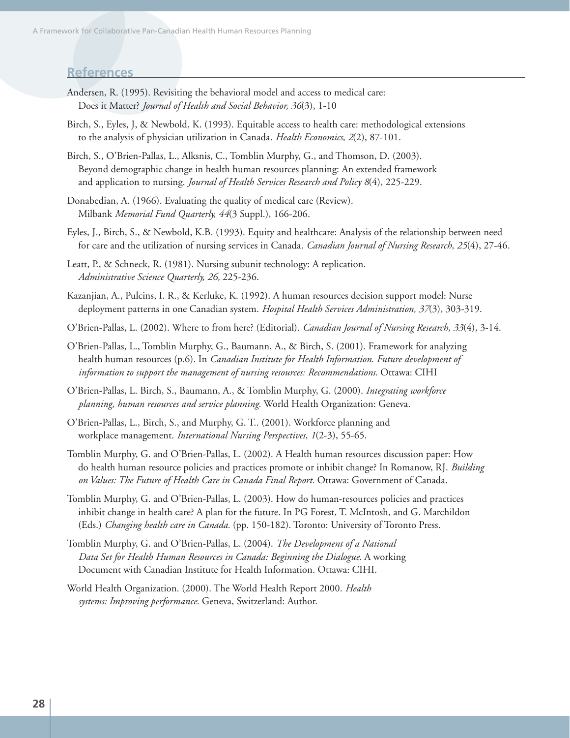## References

Andersen, R. (1995). Revisiting the behavioral model and access to medical care: Does it Matter? *Journal of Health and Social Behavior, 36*(3), 1-10

Birch, S., Eyles, J, & Newbold, K. (1993). Equitable access to health care: methodological extensions to the analysis of physician utilization in Canada. *Health Economics, 2*(2), 87-101.

Birch, S., O'Brien-Pallas, L., Alksnis, C., Tomblin Murphy, G., and Thomson, D. (2003). Beyond demographic change in health human resources planning: An extended framework and application to nursing. *Journal of Health Services Research and Policy 8*(4), 225-229.

Donabedian, A. (1966). Evaluating the quality of medical care (Review). Milbank *Memorial Fund Quarterly, 44*(3 Suppl.), 166-206.

Eyles, J., Birch, S., & Newbold, K.B. (1993). Equity and healthcare: Analysis of the relationship between need for care and the utilization of nursing services in Canada. *Canadian Journal of Nursing Research, 25*(4), 27-46.

Leatt, P., & Schneck, R. (1981). Nursing subunit technology: A replication. *Administrative Science Quarterly, 26,* 225-236.

Kazanjian, A., Pulcins, I. R., & Kerluke, K. (1992). A human resources decision support model: Nurse deployment patterns in one Canadian system. *Hospital Health Services Administration, 37*(3), 303-319.

O'Brien-Pallas, L. (2002). Where to from here? (Editorial). *Canadian Journal of Nursing Research, 33*(4)*,* 3-14.

O'Brien-Pallas, L., Tomblin Murphy, G., Baumann, A., & Birch, S. (2001). Framework for analyzing health human resources (p.6). In *Canadian Institute for Health Information. Future development of information to support the management of nursing resources: Recommendations.* Ottawa: CIHI

O'Brien-Pallas, L. Birch, S., Baumann, A., & Tomblin Murphy, G. (2000). *Integrating workforce planning, human resources and service planning.* World Health Organization: Geneva.

O'Brien-Pallas, L., Birch, S., and Murphy, G. T.. (2001). Workforce planning and workplace management. *International Nursing Perspectives, 1*(2-3), 55-65.

Tomblin Murphy, G. and O'Brien-Pallas, L. (2002). A Health human resources discussion paper: How do health human resource policies and practices promote or inhibit change? In Romanow, RJ. *Building on Values: The Future of Health Care in Canada Final Report.* Ottawa: Government of Canada.

Tomblin Murphy, G. and O'Brien-Pallas, L. (2003). How do human-resources policies and practices inhibit change in health care? A plan for the future. In PG Forest, T. McIntosh, and G. Marchildon (Eds.) *Changing health care in Canada.* (pp. 150-182). Toronto: University of Toronto Press.

Tomblin Murphy, G. and O'Brien-Pallas, L. (2004). *The Development of a National Data Set for Health Human Resources in Canada: Beginning the Dialogue*. A working Document with Canadian Institute for Health Information. Ottawa: CIHI.

World Health Organization. (2000). The World Health Report 2000. *Health systems: Improving performance.* Geneva, Switzerland: Author.